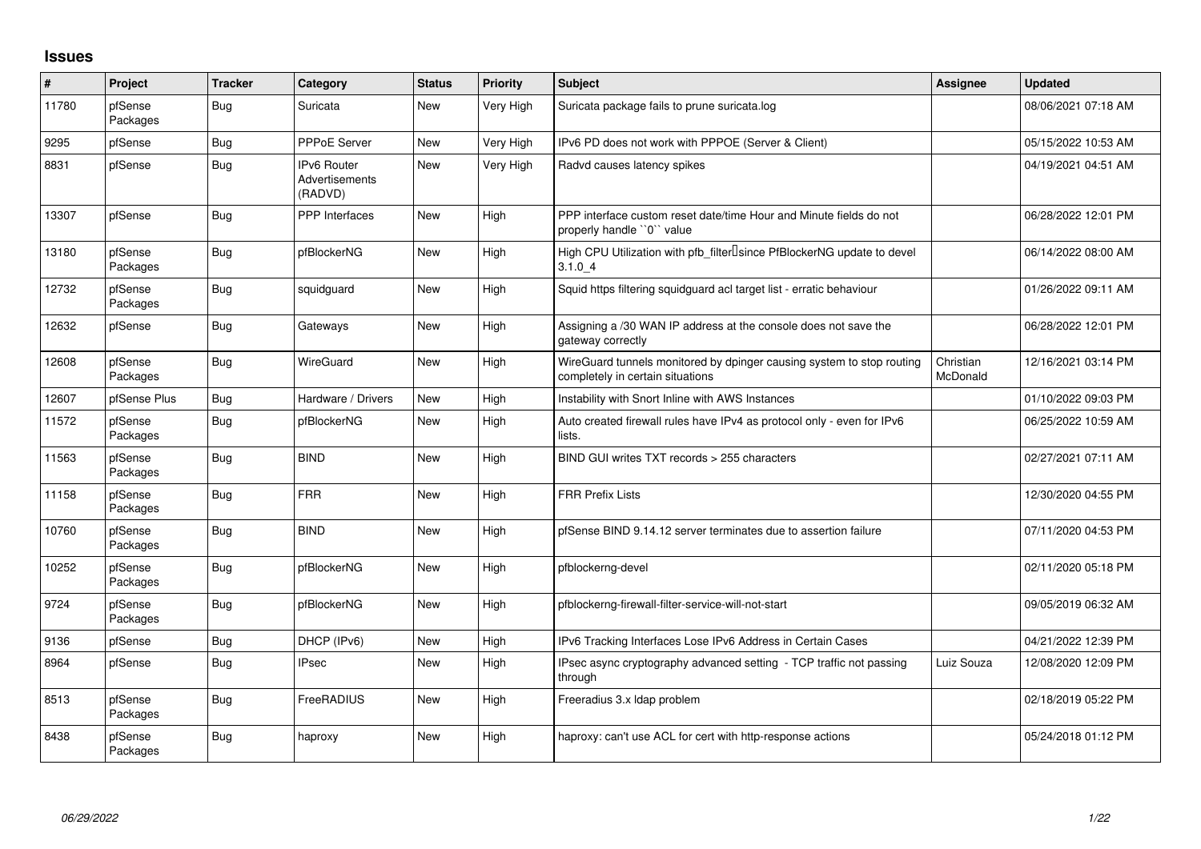## Issues

| # | Project | Tracker | Category | Status | Priority | Subject | Assignee | Updated |
|---|---|---|---|---|---|---|---|---|
| 11780 | pfSense Packages | Bug | Suricata | New | Very High | Suricata package fails to prune suricata.log | | 08/06/2021 07:18 AM |
| 9295 | pfSense | Bug | PPPoE Server | New | Very High | IPv6 PD does not work with PPPOE (Server & Client) | | 05/15/2022 10:53 AM |
| 8831 | pfSense | Bug | IPv6 Router Advertisements (RADVD) | New | Very High | Radvd causes latency spikes | | 04/19/2021 04:51 AM |
| 13307 | pfSense | Bug | PPP Interfaces | New | High | PPP interface custom reset date/time Hour and Minute fields do not properly handle ``0`` value | | 06/28/2022 12:01 PM |
| 13180 | pfSense Packages | Bug | pfBlockerNG | New | High | High CPU Utilization with pfb_filter since PfBlockerNG update to devel 3.1.0_4 | | 06/14/2022 08:00 AM |
| 12732 | pfSense Packages | Bug | squidguard | New | High | Squid https filtering squidguard acl target list - erratic behaviour | | 01/26/2022 09:11 AM |
| 12632 | pfSense | Bug | Gateways | New | High | Assigning a /30 WAN IP address at the console does not save the gateway correctly | | 06/28/2022 12:01 PM |
| 12608 | pfSense Packages | Bug | WireGuard | New | High | WireGuard tunnels monitored by dpinger causing system to stop routing completely in certain situations | Christian McDonald | 12/16/2021 03:14 PM |
| 12607 | pfSense Plus | Bug | Hardware / Drivers | New | High | Instability with Snort Inline with AWS Instances | | 01/10/2022 09:03 PM |
| 11572 | pfSense Packages | Bug | pfBlockerNG | New | High | Auto created firewall rules have IPv4 as protocol only - even for IPv6 lists. | | 06/25/2022 10:59 AM |
| 11563 | pfSense Packages | Bug | BIND | New | High | BIND GUI writes TXT records > 255 characters | | 02/27/2021 07:11 AM |
| 11158 | pfSense Packages | Bug | FRR | New | High | FRR Prefix Lists | | 12/30/2020 04:55 PM |
| 10760 | pfSense Packages | Bug | BIND | New | High | pfSense BIND 9.14.12 server terminates due to assertion failure | | 07/11/2020 04:53 PM |
| 10252 | pfSense Packages | Bug | pfBlockerNG | New | High | pfblockerng-devel | | 02/11/2020 05:18 PM |
| 9724 | pfSense Packages | Bug | pfBlockerNG | New | High | pfblockerng-firewall-filter-service-will-not-start | | 09/05/2019 06:32 AM |
| 9136 | pfSense | Bug | DHCP (IPv6) | New | High | IPv6 Tracking Interfaces Lose IPv6 Address in Certain Cases | | 04/21/2022 12:39 PM |
| 8964 | pfSense | Bug | IPsec | New | High | IPsec async cryptography advanced setting - TCP traffic not passing through | Luiz Souza | 12/08/2020 12:09 PM |
| 8513 | pfSense Packages | Bug | FreeRADIUS | New | High | Freeradius 3.x ldap problem | | 02/18/2019 05:22 PM |
| 8438 | pfSense Packages | Bug | haproxy | New | High | haproxy: can't use ACL for cert with http-response actions | | 05/24/2018 01:12 PM |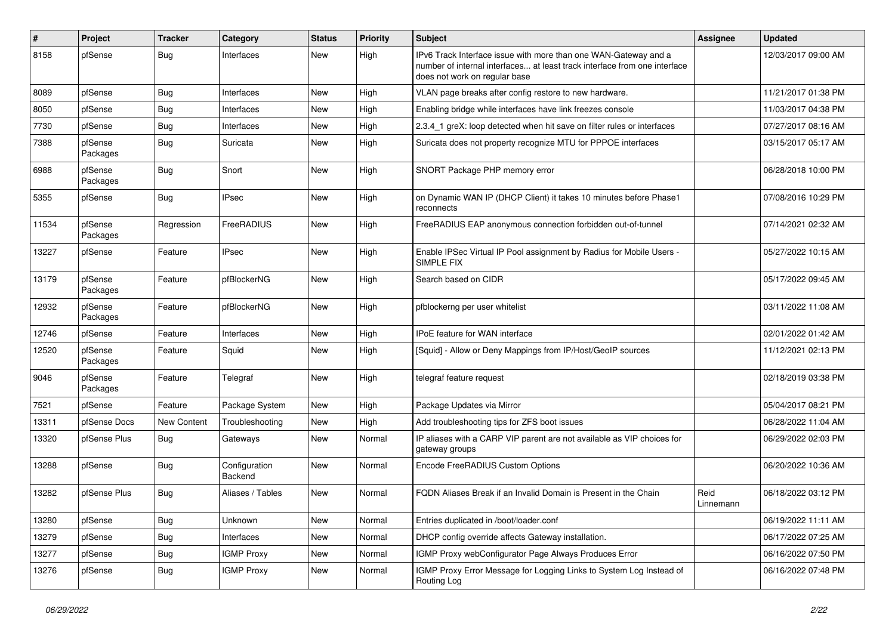| # | Project | Tracker | Category | Status | Priority | Subject | Assignee | Updated |
|---|---|---|---|---|---|---|---|---|
| 8158 | pfSense | Bug | Interfaces | New | High | IPv6 Track Interface issue with more than one WAN-Gateway and a number of internal interfaces... at least track interface from one interface does not work on regular base | | 12/03/2017 09:00 AM |
| 8089 | pfSense | Bug | Interfaces | New | High | VLAN page breaks after config restore to new hardware. | | 11/21/2017 01:38 PM |
| 8050 | pfSense | Bug | Interfaces | New | High | Enabling bridge while interfaces have link freezes console | | 11/03/2017 04:38 PM |
| 7730 | pfSense | Bug | Interfaces | New | High | 2.3.4_1 greX: loop detected when hit save on filter rules or interfaces | | 07/27/2017 08:16 AM |
| 7388 | pfSense Packages | Bug | Suricata | New | High | Suricata does not property recognize MTU for PPPOE interfaces | | 03/15/2017 05:17 AM |
| 6988 | pfSense Packages | Bug | Snort | New | High | SNORT Package PHP memory error | | 06/28/2018 10:00 PM |
| 5355 | pfSense | Bug | IPsec | New | High | on Dynamic WAN IP (DHCP Client) it takes 10 minutes before Phase1 reconnects | | 07/08/2016 10:29 PM |
| 11534 | pfSense Packages | Regression | FreeRADIUS | New | High | FreeRADIUS EAP anonymous connection forbidden out-of-tunnel | | 07/14/2021 02:32 AM |
| 13227 | pfSense | Feature | IPsec | New | High | Enable IPSec Virtual IP Pool assignment by Radius for Mobile Users - SIMPLE FIX | | 05/27/2022 10:15 AM |
| 13179 | pfSense Packages | Feature | pfBlockerNG | New | High | Search based on CIDR | | 05/17/2022 09:45 AM |
| 12932 | pfSense Packages | Feature | pfBlockerNG | New | High | pfblockerng per user whitelist | | 03/11/2022 11:08 AM |
| 12746 | pfSense | Feature | Interfaces | New | High | IPoE feature for WAN interface | | 02/01/2022 01:42 AM |
| 12520 | pfSense Packages | Feature | Squid | New | High | [Squid] - Allow or Deny Mappings from IP/Host/GeoIP sources | | 11/12/2021 02:13 PM |
| 9046 | pfSense Packages | Feature | Telegraf | New | High | telegraf feature request | | 02/18/2019 03:38 PM |
| 7521 | pfSense | Feature | Package System | New | High | Package Updates via Mirror | | 05/04/2017 08:21 PM |
| 13311 | pfSense Docs | New Content | Troubleshooting | New | High | Add troubleshooting tips for ZFS boot issues | | 06/28/2022 11:04 AM |
| 13320 | pfSense Plus | Bug | Gateways | New | Normal | IP aliases with a CARP VIP parent are not available as VIP choices for gateway groups | | 06/29/2022 02:03 PM |
| 13288 | pfSense | Bug | Configuration Backend | New | Normal | Encode FreeRADIUS Custom Options | | 06/20/2022 10:36 AM |
| 13282 | pfSense Plus | Bug | Aliases / Tables | New | Normal | FQDN Aliases Break if an Invalid Domain is Present in the Chain | Reid Linnemann | 06/18/2022 03:12 PM |
| 13280 | pfSense | Bug | Unknown | New | Normal | Entries duplicated in /boot/loader.conf | | 06/19/2022 11:11 AM |
| 13279 | pfSense | Bug | Interfaces | New | Normal | DHCP config override affects Gateway installation. | | 06/17/2022 07:25 AM |
| 13277 | pfSense | Bug | IGMP Proxy | New | Normal | IGMP Proxy webConfigurator Page Always Produces Error | | 06/16/2022 07:50 PM |
| 13276 | pfSense | Bug | IGMP Proxy | New | Normal | IGMP Proxy Error Message for Logging Links to System Log Instead of Routing Log | | 06/16/2022 07:48 PM |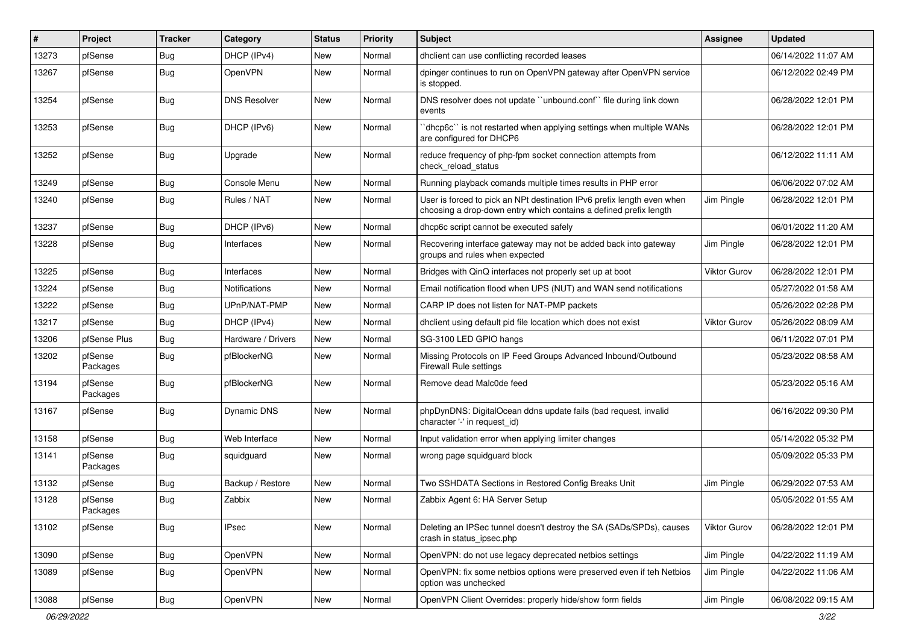| # | Project | Tracker | Category | Status | Priority | Subject | Assignee | Updated |
|---|---|---|---|---|---|---|---|---|
| 13273 | pfSense | Bug | DHCP (IPv4) | New | Normal | dhclient can use conflicting recorded leases | | 06/14/2022 11:07 AM |
| 13267 | pfSense | Bug | OpenVPN | New | Normal | dpinger continues to run on OpenVPN gateway after OpenVPN service is stopped. | | 06/12/2022 02:49 PM |
| 13254 | pfSense | Bug | DNS Resolver | New | Normal | DNS resolver does not update ``unbound.conf`` file during link down events | | 06/28/2022 12:01 PM |
| 13253 | pfSense | Bug | DHCP (IPv6) | New | Normal | ``dhcp6c`` is not restarted when applying settings when multiple WANs are configured for DHCP6 | | 06/28/2022 12:01 PM |
| 13252 | pfSense | Bug | Upgrade | New | Normal | reduce frequency of php-fpm socket connection attempts from check_reload_status | | 06/12/2022 11:11 AM |
| 13249 | pfSense | Bug | Console Menu | New | Normal | Running playback comands multiple times results in PHP error | | 06/06/2022 07:02 AM |
| 13240 | pfSense | Bug | Rules / NAT | New | Normal | User is forced to pick an NPt destination IPv6 prefix length even when choosing a drop-down entry which contains a defined prefix length | Jim Pingle | 06/28/2022 12:01 PM |
| 13237 | pfSense | Bug | DHCP (IPv6) | New | Normal | dhcp6c script cannot be executed safely | | 06/01/2022 11:20 AM |
| 13228 | pfSense | Bug | Interfaces | New | Normal | Recovering interface gateway may not be added back into gateway groups and rules when expected | Jim Pingle | 06/28/2022 12:01 PM |
| 13225 | pfSense | Bug | Interfaces | New | Normal | Bridges with QinQ interfaces not properly set up at boot | Viktor Gurov | 06/28/2022 12:01 PM |
| 13224 | pfSense | Bug | Notifications | New | Normal | Email notification flood when UPS (NUT) and WAN send notifications | | 05/27/2022 01:58 AM |
| 13222 | pfSense | Bug | UPnP/NAT-PMP | New | Normal | CARP IP does not listen for NAT-PMP packets | | 05/26/2022 02:28 PM |
| 13217 | pfSense | Bug | DHCP (IPv4) | New | Normal | dhclient using default pid file location which does not exist | Viktor Gurov | 05/26/2022 08:09 AM |
| 13206 | pfSense Plus | Bug | Hardware / Drivers | New | Normal | SG-3100 LED GPIO hangs | | 06/11/2022 07:01 PM |
| 13202 | pfSense Packages | Bug | pfBlockerNG | New | Normal | Missing Protocols on IP Feed Groups Advanced Inbound/Outbound Firewall Rule settings | | 05/23/2022 08:58 AM |
| 13194 | pfSense Packages | Bug | pfBlockerNG | New | Normal | Remove dead Malc0de feed | | 05/23/2022 05:16 AM |
| 13167 | pfSense | Bug | Dynamic DNS | New | Normal | phpDynDNS: DigitalOcean ddns update fails (bad request, invalid character '-' in request_id) | | 06/16/2022 09:30 PM |
| 13158 | pfSense | Bug | Web Interface | New | Normal | Input validation error when applying limiter changes | | 05/14/2022 05:32 PM |
| 13141 | pfSense Packages | Bug | squidguard | New | Normal | wrong page squidguard block | | 05/09/2022 05:33 PM |
| 13132 | pfSense | Bug | Backup / Restore | New | Normal | Two SSHDATA Sections in Restored Config Breaks Unit | Jim Pingle | 06/29/2022 07:53 AM |
| 13128 | pfSense Packages | Bug | Zabbix | New | Normal | Zabbix Agent 6: HA Server Setup | | 05/05/2022 01:55 AM |
| 13102 | pfSense | Bug | IPsec | New | Normal | Deleting an IPSec tunnel doesn't destroy the SA (SADs/SPDs), causes crash in status_ipsec.php | Viktor Gurov | 06/28/2022 12:01 PM |
| 13090 | pfSense | Bug | OpenVPN | New | Normal | OpenVPN: do not use legacy deprecated netbios settings | Jim Pingle | 04/22/2022 11:19 AM |
| 13089 | pfSense | Bug | OpenVPN | New | Normal | OpenVPN: fix some netbios options were preserved even if teh Netbios option was unchecked | Jim Pingle | 04/22/2022 11:06 AM |
| 13088 | pfSense | Bug | OpenVPN | New | Normal | OpenVPN Client Overrides: properly hide/show form fields | Jim Pingle | 06/08/2022 09:15 AM |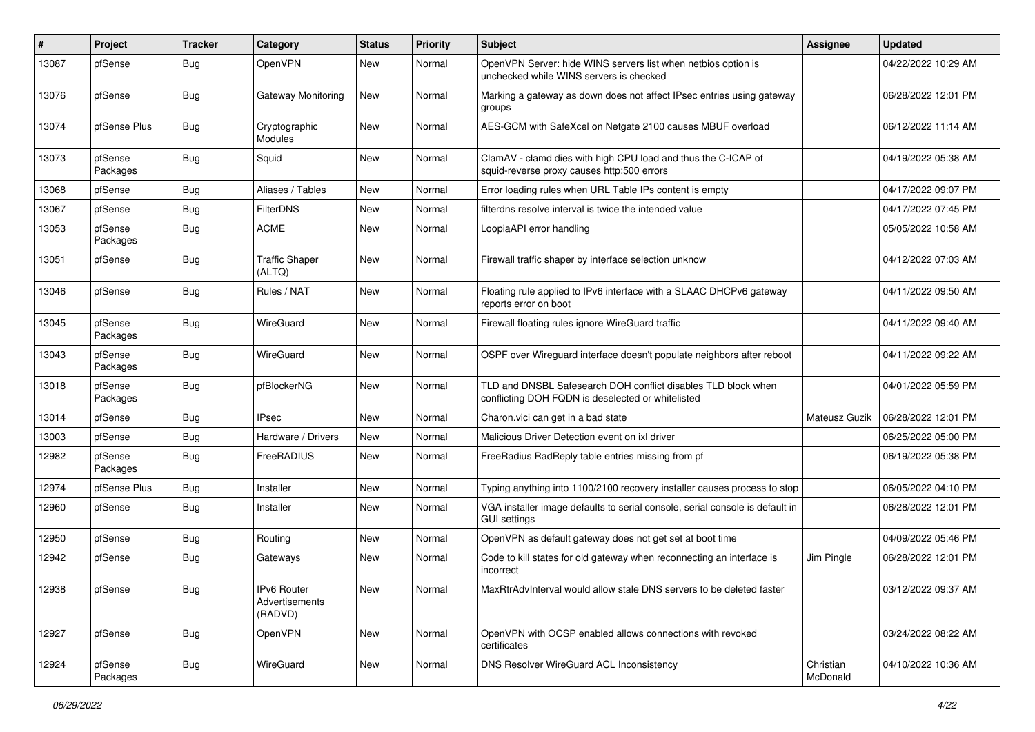| # | Project | Tracker | Category | Status | Priority | Subject | Assignee | Updated |
|---|---|---|---|---|---|---|---|---|
| 13087 | pfSense | Bug | OpenVPN | New | Normal | OpenVPN Server: hide WINS servers list when netbios option is unchecked while WINS servers is checked | | 04/22/2022 10:29 AM |
| 13076 | pfSense | Bug | Gateway Monitoring | New | Normal | Marking a gateway as down does not affect IPsec entries using gateway groups | | 06/28/2022 12:01 PM |
| 13074 | pfSense Plus | Bug | Cryptographic Modules | New | Normal | AES-GCM with SafeXcel on Netgate 2100 causes MBUF overload | | 06/12/2022 11:14 AM |
| 13073 | pfSense Packages | Bug | Squid | New | Normal | ClamAV - clamd dies with high CPU load and thus the C-ICAP of squid-reverse proxy causes http:500 errors | | 04/19/2022 05:38 AM |
| 13068 | pfSense | Bug | Aliases / Tables | New | Normal | Error loading rules when URL Table IPs content is empty | | 04/17/2022 09:07 PM |
| 13067 | pfSense | Bug | FilterDNS | New | Normal | filterdns resolve interval is twice the intended value | | 04/17/2022 07:45 PM |
| 13053 | pfSense Packages | Bug | ACME | New | Normal | LoopiaAPI error handling | | 05/05/2022 10:58 AM |
| 13051 | pfSense | Bug | Traffic Shaper (ALTQ) | New | Normal | Firewall traffic shaper by interface selection unknow | | 04/12/2022 07:03 AM |
| 13046 | pfSense | Bug | Rules / NAT | New | Normal | Floating rule applied to IPv6 interface with a SLAAC DHCPv6 gateway reports error on boot | | 04/11/2022 09:50 AM |
| 13045 | pfSense Packages | Bug | WireGuard | New | Normal | Firewall floating rules ignore WireGuard traffic | | 04/11/2022 09:40 AM |
| 13043 | pfSense Packages | Bug | WireGuard | New | Normal | OSPF over Wireguard interface doesn't populate neighbors after reboot | | 04/11/2022 09:22 AM |
| 13018 | pfSense Packages | Bug | pfBlockerNG | New | Normal | TLD and DNSBL Safesearch DOH conflict disables TLD block when conflicting DOH FQDN is deselected or whitelisted | | 04/01/2022 05:59 PM |
| 13014 | pfSense | Bug | IPsec | New | Normal | Charon.vici can get in a bad state | Mateusz Guzik | 06/28/2022 12:01 PM |
| 13003 | pfSense | Bug | Hardware / Drivers | New | Normal | Malicious Driver Detection event on ixl driver | | 06/25/2022 05:00 PM |
| 12982 | pfSense Packages | Bug | FreeRADIUS | New | Normal | FreeRadius RadReply table entries missing from pf | | 06/19/2022 05:38 PM |
| 12974 | pfSense Plus | Bug | Installer | New | Normal | Typing anything into 1100/2100 recovery installer causes process to stop | | 06/05/2022 04:10 PM |
| 12960 | pfSense | Bug | Installer | New | Normal | VGA installer image defaults to serial console, serial console is default in GUI settings | | 06/28/2022 12:01 PM |
| 12950 | pfSense | Bug | Routing | New | Normal | OpenVPN as default gateway does not get set at boot time | | 04/09/2022 05:46 PM |
| 12942 | pfSense | Bug | Gateways | New | Normal | Code to kill states for old gateway when reconnecting an interface is incorrect | Jim Pingle | 06/28/2022 12:01 PM |
| 12938 | pfSense | Bug | IPv6 Router Advertisements (RADVD) | New | Normal | MaxRtrAdvInterval would allow stale DNS servers to be deleted faster | | 03/12/2022 09:37 AM |
| 12927 | pfSense | Bug | OpenVPN | New | Normal | OpenVPN with OCSP enabled allows connections with revoked certificates | | 03/24/2022 08:22 AM |
| 12924 | pfSense Packages | Bug | WireGuard | New | Normal | DNS Resolver WireGuard ACL Inconsistency | Christian McDonald | 04/10/2022 10:36 AM |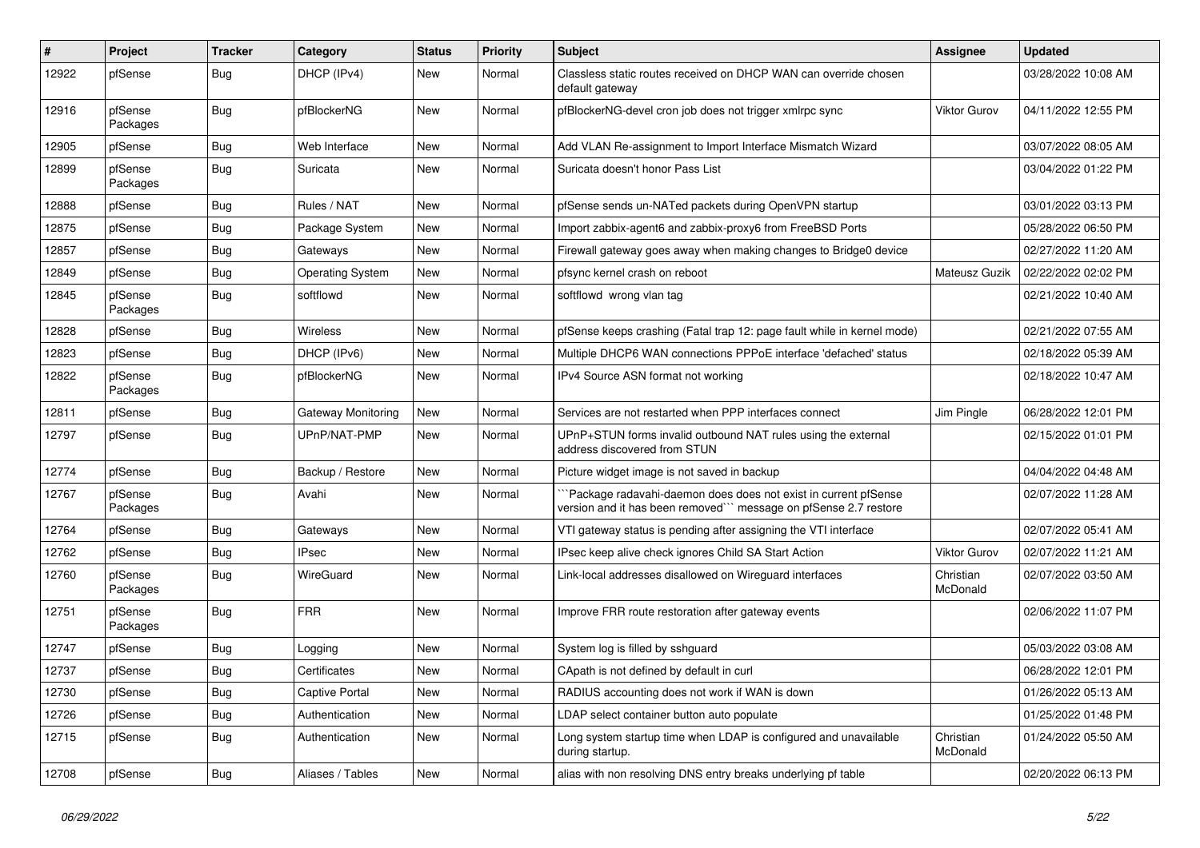| # | Project | Tracker | Category | Status | Priority | Subject | Assignee | Updated |
|---|---|---|---|---|---|---|---|---|
| 12922 | pfSense | Bug | DHCP (IPv4) | New | Normal | Classless static routes received on DHCP WAN can override chosen default gateway | | 03/28/2022 10:08 AM |
| 12916 | pfSense Packages | Bug | pfBlockerNG | New | Normal | pfBlockerNG-devel cron job does not trigger xmlrpc sync | Viktor Gurov | 04/11/2022 12:55 PM |
| 12905 | pfSense | Bug | Web Interface | New | Normal | Add VLAN Re-assignment to Import Interface Mismatch Wizard | | 03/07/2022 08:05 AM |
| 12899 | pfSense Packages | Bug | Suricata | New | Normal | Suricata doesn't honor Pass List | | 03/04/2022 01:22 PM |
| 12888 | pfSense | Bug | Rules / NAT | New | Normal | pfSense sends un-NATed packets during OpenVPN startup | | 03/01/2022 03:13 PM |
| 12875 | pfSense | Bug | Package System | New | Normal | Import zabbix-agent6 and zabbix-proxy6 from FreeBSD Ports | | 05/28/2022 06:50 PM |
| 12857 | pfSense | Bug | Gateways | New | Normal | Firewall gateway goes away when making changes to Bridge0 device | | 02/27/2022 11:20 AM |
| 12849 | pfSense | Bug | Operating System | New | Normal | pfsync kernel crash on reboot | Mateusz Guzik | 02/22/2022 02:02 PM |
| 12845 | pfSense Packages | Bug | softflowd | New | Normal | softflowd wrong vlan tag | | 02/21/2022 10:40 AM |
| 12828 | pfSense | Bug | Wireless | New | Normal | pfSense keeps crashing (Fatal trap 12: page fault while in kernel mode) | | 02/21/2022 07:55 AM |
| 12823 | pfSense | Bug | DHCP (IPv6) | New | Normal | Multiple DHCP6 WAN connections PPPoE interface 'defached' status | | 02/18/2022 05:39 AM |
| 12822 | pfSense Packages | Bug | pfBlockerNG | New | Normal | IPv4 Source ASN format not working | | 02/18/2022 10:47 AM |
| 12811 | pfSense | Bug | Gateway Monitoring | New | Normal | Services are not restarted when PPP interfaces connect | Jim Pingle | 06/28/2022 12:01 PM |
| 12797 | pfSense | Bug | UPnP/NAT-PMP | New | Normal | UPnP+STUN forms invalid outbound NAT rules using the external address discovered from STUN | | 02/15/2022 01:01 PM |
| 12774 | pfSense | Bug | Backup / Restore | New | Normal | Picture widget image is not saved in backup | | 04/04/2022 04:48 AM |
| 12767 | pfSense Packages | Bug | Avahi | New | Normal | ```Package radavahi-daemon does does not exist in current pfSense version and it has been removed``` message on pfSense 2.7 restore | | 02/07/2022 11:28 AM |
| 12764 | pfSense | Bug | Gateways | New | Normal | VTI gateway status is pending after assigning the VTI interface | | 02/07/2022 05:41 AM |
| 12762 | pfSense | Bug | IPsec | New | Normal | IPsec keep alive check ignores Child SA Start Action | Viktor Gurov | 02/07/2022 11:21 AM |
| 12760 | pfSense Packages | Bug | WireGuard | New | Normal | Link-local addresses disallowed on Wireguard interfaces | Christian McDonald | 02/07/2022 03:50 AM |
| 12751 | pfSense Packages | Bug | FRR | New | Normal | Improve FRR route restoration after gateway events | | 02/06/2022 11:07 PM |
| 12747 | pfSense | Bug | Logging | New | Normal | System log is filled by sshguard | | 05/03/2022 03:08 AM |
| 12737 | pfSense | Bug | Certificates | New | Normal | CApath is not defined by default in curl | | 06/28/2022 12:01 PM |
| 12730 | pfSense | Bug | Captive Portal | New | Normal | RADIUS accounting does not work if WAN is down | | 01/26/2022 05:13 AM |
| 12726 | pfSense | Bug | Authentication | New | Normal | LDAP select container button auto populate | | 01/25/2022 01:48 PM |
| 12715 | pfSense | Bug | Authentication | New | Normal | Long system startup time when LDAP is configured and unavailable during startup. | Christian McDonald | 01/24/2022 05:50 AM |
| 12708 | pfSense | Bug | Aliases / Tables | New | Normal | alias with non resolving DNS entry breaks underlying pf table | | 02/20/2022 06:13 PM |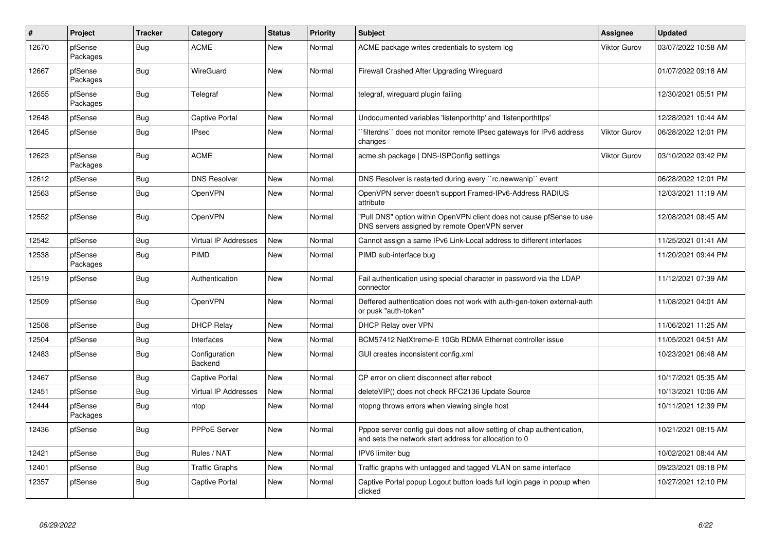| # | Project | Tracker | Category | Status | Priority | Subject | Assignee | Updated |
|---|---|---|---|---|---|---|---|---|
| 12670 | pfSense Packages | Bug | ACME | New | Normal | ACME package writes credentials to system log | Viktor Gurov | 03/07/2022 10:58 AM |
| 12667 | pfSense Packages | Bug | WireGuard | New | Normal | Firewall Crashed After Upgrading Wireguard | | 01/07/2022 09:18 AM |
| 12655 | pfSense Packages | Bug | Telegraf | New | Normal | telegraf, wireguard plugin failing | | 12/30/2021 05:51 PM |
| 12648 | pfSense | Bug | Captive Portal | New | Normal | Undocumented variables 'listenporthttp' and 'listenporthttps' | | 12/28/2021 10:44 AM |
| 12645 | pfSense | Bug | IPsec | New | Normal | ``filterdns`` does not monitor remote IPsec gateways for IPv6 address changes | Viktor Gurov | 06/28/2022 12:01 PM |
| 12623 | pfSense Packages | Bug | ACME | New | Normal | acme.sh package \| DNS-ISPConfig settings | Viktor Gurov | 03/10/2022 03:42 PM |
| 12612 | pfSense | Bug | DNS Resolver | New | Normal | DNS Resolver is restarted during every ``rc.newwanip`` event | | 06/28/2022 12:01 PM |
| 12563 | pfSense | Bug | OpenVPN | New | Normal | OpenVPN server doesn't support Framed-IPv6-Address RADIUS attribute | | 12/03/2021 11:19 AM |
| 12552 | pfSense | Bug | OpenVPN | New | Normal | "Pull DNS" option within OpenVPN client does not cause pfSense to use DNS servers assigned by remote OpenVPN server | | 12/08/2021 08:45 AM |
| 12542 | pfSense | Bug | Virtual IP Addresses | New | Normal | Cannot assign a same IPv6 Link-Local address to different interfaces | | 11/25/2021 01:41 AM |
| 12538 | pfSense Packages | Bug | PIMD | New | Normal | PIMD sub-interface bug | | 11/20/2021 09:44 PM |
| 12519 | pfSense | Bug | Authentication | New | Normal | Fail authentication using special character in password via the LDAP connector | | 11/12/2021 07:39 AM |
| 12509 | pfSense | Bug | OpenVPN | New | Normal | Deffered authentication does not work with auth-gen-token external-auth or pusk "auth-token" | | 11/08/2021 04:01 AM |
| 12508 | pfSense | Bug | DHCP Relay | New | Normal | DHCP Relay over VPN | | 11/06/2021 11:25 AM |
| 12504 | pfSense | Bug | Interfaces | New | Normal | BCM57412 NetXtreme-E 10Gb RDMA Ethernet controller issue | | 11/05/2021 04:51 AM |
| 12483 | pfSense | Bug | Configuration Backend | New | Normal | GUI creates inconsistent config.xml | | 10/23/2021 06:48 AM |
| 12467 | pfSense | Bug | Captive Portal | New | Normal | CP error on client disconnect after reboot | | 10/17/2021 05:35 AM |
| 12451 | pfSense | Bug | Virtual IP Addresses | New | Normal | deleteVIP() does not check RFC2136 Update Source | | 10/13/2021 10:06 AM |
| 12444 | pfSense Packages | Bug | ntop | New | Normal | ntopng throws errors when viewing single host | | 10/11/2021 12:39 PM |
| 12436 | pfSense | Bug | PPPoE Server | New | Normal | Pppoe server config gui does not allow setting of chap authentication, and sets the network start address for allocation to 0 | | 10/21/2021 08:15 AM |
| 12421 | pfSense | Bug | Rules / NAT | New | Normal | IPV6 limiter bug | | 10/02/2021 08:44 AM |
| 12401 | pfSense | Bug | Traffic Graphs | New | Normal | Traffic graphs with untagged and tagged VLAN on same interface | | 09/23/2021 09:18 PM |
| 12357 | pfSense | Bug | Captive Portal | New | Normal | Captive Portal popup Logout button loads full login page in popup when clicked | | 10/27/2021 12:10 PM |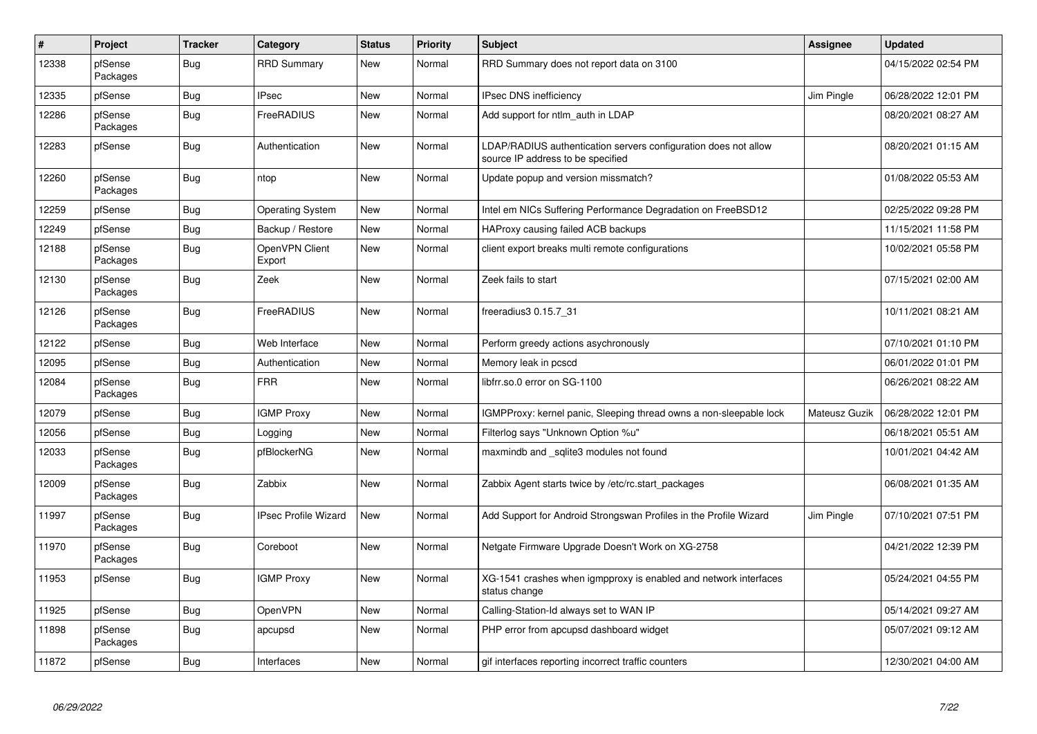| # | Project | Tracker | Category | Status | Priority | Subject | Assignee | Updated |
|---|---|---|---|---|---|---|---|---|
| 12338 | pfSense Packages | Bug | RRD Summary | New | Normal | RRD Summary does not report data on 3100 | | 04/15/2022 02:54 PM |
| 12335 | pfSense | Bug | IPsec | New | Normal | IPsec DNS inefficiency | Jim Pingle | 06/28/2022 12:01 PM |
| 12286 | pfSense Packages | Bug | FreeRADIUS | New | Normal | Add support for ntlm_auth in LDAP | | 08/20/2021 08:27 AM |
| 12283 | pfSense | Bug | Authentication | New | Normal | LDAP/RADIUS authentication servers configuration does not allow source IP address to be specified | | 08/20/2021 01:15 AM |
| 12260 | pfSense Packages | Bug | ntop | New | Normal | Update popup and version missmatch? | | 01/08/2022 05:53 AM |
| 12259 | pfSense | Bug | Operating System | New | Normal | Intel em NICs Suffering Performance Degradation on FreeBSD12 | | 02/25/2022 09:28 PM |
| 12249 | pfSense | Bug | Backup / Restore | New | Normal | HAProxy causing failed ACB backups | | 11/15/2021 11:58 PM |
| 12188 | pfSense Packages | Bug | OpenVPN Client Export | New | Normal | client export breaks multi remote configurations | | 10/02/2021 05:58 PM |
| 12130 | pfSense Packages | Bug | Zeek | New | Normal | Zeek fails to start | | 07/15/2021 02:00 AM |
| 12126 | pfSense Packages | Bug | FreeRADIUS | New | Normal | freeradius3 0.15.7_31 | | 10/11/2021 08:21 AM |
| 12122 | pfSense | Bug | Web Interface | New | Normal | Perform greedy actions asychronously | | 07/10/2021 01:10 PM |
| 12095 | pfSense | Bug | Authentication | New | Normal | Memory leak in pcscd | | 06/01/2022 01:01 PM |
| 12084 | pfSense Packages | Bug | FRR | New | Normal | libfrr.so.0 error on SG-1100 | | 06/26/2021 08:22 AM |
| 12079 | pfSense | Bug | IGMP Proxy | New | Normal | IGMPProxy: kernel panic, Sleeping thread owns a non-sleepable lock | Mateusz Guzik | 06/28/2022 12:01 PM |
| 12056 | pfSense | Bug | Logging | New | Normal | Filterlog says "Unknown Option %u" | | 06/18/2021 05:51 AM |
| 12033 | pfSense Packages | Bug | pfBlockerNG | New | Normal | maxmindb and _sqlite3 modules not found | | 10/01/2021 04:42 AM |
| 12009 | pfSense Packages | Bug | Zabbix | New | Normal | Zabbix Agent starts twice by /etc/rc.start_packages | | 06/08/2021 01:35 AM |
| 11997 | pfSense Packages | Bug | IPsec Profile Wizard | New | Normal | Add Support for Android Strongswan Profiles in the Profile Wizard | Jim Pingle | 07/10/2021 07:51 PM |
| 11970 | pfSense Packages | Bug | Coreboot | New | Normal | Netgate Firmware Upgrade Doesn't Work on XG-2758 | | 04/21/2022 12:39 PM |
| 11953 | pfSense | Bug | IGMP Proxy | New | Normal | XG-1541 crashes when igmpproxy is enabled and network interfaces status change | | 05/24/2021 04:55 PM |
| 11925 | pfSense | Bug | OpenVPN | New | Normal | Calling-Station-Id always set to WAN IP | | 05/14/2021 09:27 AM |
| 11898 | pfSense Packages | Bug | apcupsd | New | Normal | PHP error from apcupsd dashboard widget | | 05/07/2021 09:12 AM |
| 11872 | pfSense | Bug | Interfaces | New | Normal | gif interfaces reporting incorrect traffic counters | | 12/30/2021 04:00 AM |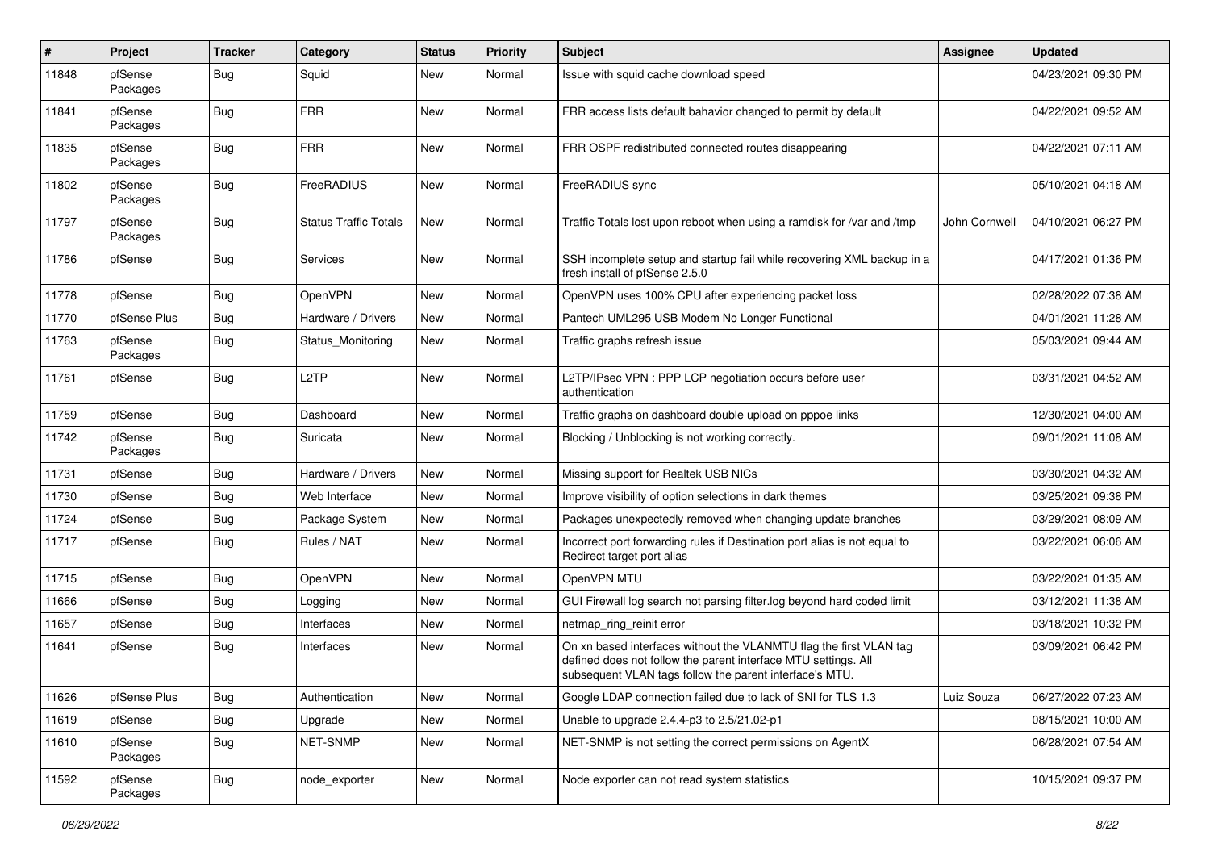| # | Project | Tracker | Category | Status | Priority | Subject | Assignee | Updated |
|---|---|---|---|---|---|---|---|---|
| 11848 | pfSense Packages | Bug | Squid | New | Normal | Issue with squid cache download speed | | 04/23/2021 09:30 PM |
| 11841 | pfSense Packages | Bug | FRR | New | Normal | FRR access lists default bahavior changed to permit by default | | 04/22/2021 09:52 AM |
| 11835 | pfSense Packages | Bug | FRR | New | Normal | FRR OSPF redistributed connected routes disappearing | | 04/22/2021 07:11 AM |
| 11802 | pfSense Packages | Bug | FreeRADIUS | New | Normal | FreeRADIUS sync | | 05/10/2021 04:18 AM |
| 11797 | pfSense Packages | Bug | Status Traffic Totals | New | Normal | Traffic Totals lost upon reboot when using a ramdisk for /var and /tmp | John Cornwell | 04/10/2021 06:27 PM |
| 11786 | pfSense | Bug | Services | New | Normal | SSH incomplete setup and startup fail while recovering XML backup in a fresh install of pfSense 2.5.0 | | 04/17/2021 01:36 PM |
| 11778 | pfSense | Bug | OpenVPN | New | Normal | OpenVPN uses 100% CPU after experiencing packet loss | | 02/28/2022 07:38 AM |
| 11770 | pfSense Plus | Bug | Hardware / Drivers | New | Normal | Pantech UML295 USB Modem No Longer Functional | | 04/01/2021 11:28 AM |
| 11763 | pfSense Packages | Bug | Status_Monitoring | New | Normal | Traffic graphs refresh issue | | 05/03/2021 09:44 AM |
| 11761 | pfSense | Bug | L2TP | New | Normal | L2TP/IPsec VPN : PPP LCP negotiation occurs before user authentication | | 03/31/2021 04:52 AM |
| 11759 | pfSense | Bug | Dashboard | New | Normal | Traffic graphs on dashboard double upload on pppoe links | | 12/30/2021 04:00 AM |
| 11742 | pfSense Packages | Bug | Suricata | New | Normal | Blocking / Unblocking is not working correctly. | | 09/01/2021 11:08 AM |
| 11731 | pfSense | Bug | Hardware / Drivers | New | Normal | Missing support for Realtek USB NICs | | 03/30/2021 04:32 AM |
| 11730 | pfSense | Bug | Web Interface | New | Normal | Improve visibility of option selections in dark themes | | 03/25/2021 09:38 PM |
| 11724 | pfSense | Bug | Package System | New | Normal | Packages unexpectedly removed when changing update branches | | 03/29/2021 08:09 AM |
| 11717 | pfSense | Bug | Rules / NAT | New | Normal | Incorrect port forwarding rules if Destination port alias is not equal to Redirect target port alias | | 03/22/2021 06:06 AM |
| 11715 | pfSense | Bug | OpenVPN | New | Normal | OpenVPN MTU | | 03/22/2021 01:35 AM |
| 11666 | pfSense | Bug | Logging | New | Normal | GUI Firewall log search not parsing filter.log beyond hard coded limit | | 03/12/2021 11:38 AM |
| 11657 | pfSense | Bug | Interfaces | New | Normal | netmap_ring_reinit error | | 03/18/2021 10:32 PM |
| 11641 | pfSense | Bug | Interfaces | New | Normal | On xn based interfaces without the VLANMTU flag the first VLAN tag defined does not follow the parent interface MTU settings. All subsequent VLAN tags follow the parent interface's MTU. | | 03/09/2021 06:42 PM |
| 11626 | pfSense Plus | Bug | Authentication | New | Normal | Google LDAP connection failed due to lack of SNI for TLS 1.3 | Luiz Souza | 06/27/2022 07:23 AM |
| 11619 | pfSense | Bug | Upgrade | New | Normal | Unable to upgrade 2.4.4-p3 to 2.5/21.02-p1 | | 08/15/2021 10:00 AM |
| 11610 | pfSense Packages | Bug | NET-SNMP | New | Normal | NET-SNMP is not setting the correct permissions on AgentX | | 06/28/2021 07:54 AM |
| 11592 | pfSense Packages | Bug | node_exporter | New | Normal | Node exporter can not read system statistics | | 10/15/2021 09:37 PM |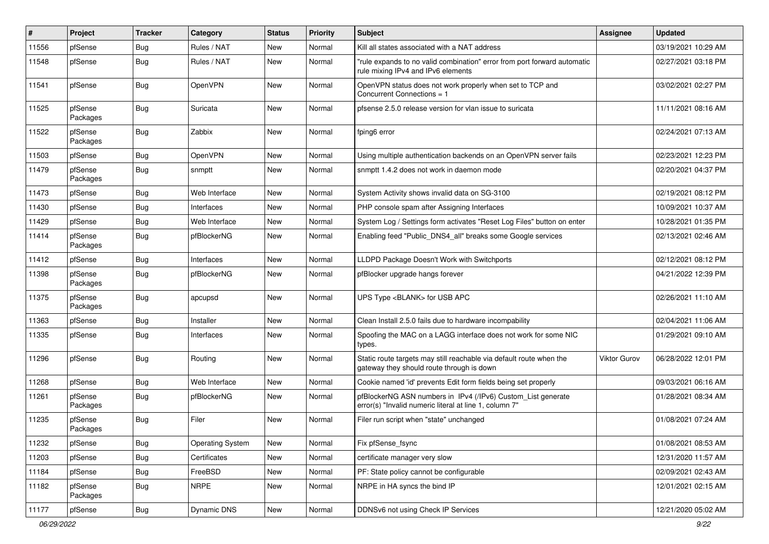| # | Project | Tracker | Category | Status | Priority | Subject | Assignee | Updated |
|---|---|---|---|---|---|---|---|---|
| 11556 | pfSense | Bug | Rules / NAT | New | Normal | Kill all states associated with a NAT address | | 03/19/2021 10:29 AM |
| 11548 | pfSense | Bug | Rules / NAT | New | Normal | "rule expands to no valid combination" error from port forward automatic rule mixing IPv4 and IPv6 elements | | 02/27/2021 03:18 PM |
| 11541 | pfSense | Bug | OpenVPN | New | Normal | OpenVPN status does not work properly when set to TCP and Concurrent Connections = 1 | | 03/02/2021 02:27 PM |
| 11525 | pfSense Packages | Bug | Suricata | New | Normal | pfsense 2.5.0 release version for vlan issue to suricata | | 11/11/2021 08:16 AM |
| 11522 | pfSense Packages | Bug | Zabbix | New | Normal | fping6 error | | 02/24/2021 07:13 AM |
| 11503 | pfSense | Bug | OpenVPN | New | Normal | Using multiple authentication backends on an OpenVPN server fails | | 02/23/2021 12:23 PM |
| 11479 | pfSense Packages | Bug | snmptt | New | Normal | snmptt 1.4.2 does not work in daemon mode | | 02/20/2021 04:37 PM |
| 11473 | pfSense | Bug | Web Interface | New | Normal | System Activity shows invalid data on SG-3100 | | 02/19/2021 08:12 PM |
| 11430 | pfSense | Bug | Interfaces | New | Normal | PHP console spam after Assigning Interfaces | | 10/09/2021 10:37 AM |
| 11429 | pfSense | Bug | Web Interface | New | Normal | System Log / Settings form activates "Reset Log Files" button on enter | | 10/28/2021 01:35 PM |
| 11414 | pfSense Packages | Bug | pfBlockerNG | New | Normal | Enabling feed "Public_DNS4_all" breaks some Google services | | 02/13/2021 02:46 AM |
| 11412 | pfSense | Bug | Interfaces | New | Normal | LLDPD Package Doesn't Work with Switchports | | 02/12/2021 08:12 PM |
| 11398 | pfSense Packages | Bug | pfBlockerNG | New | Normal | pfBlocker upgrade hangs forever | | 04/21/2022 12:39 PM |
| 11375 | pfSense Packages | Bug | apcupsd | New | Normal | UPS Type <BLANK> for USB APC | | 02/26/2021 11:10 AM |
| 11363 | pfSense | Bug | Installer | New | Normal | Clean Install 2.5.0 fails due to hardware incompability | | 02/04/2021 11:06 AM |
| 11335 | pfSense | Bug | Interfaces | New | Normal | Spoofing the MAC on a LAGG interface does not work for some NIC types. | | 01/29/2021 09:10 AM |
| 11296 | pfSense | Bug | Routing | New | Normal | Static route targets may still reachable via default route when the gateway they should route through is down | Viktor Gurov | 06/28/2022 12:01 PM |
| 11268 | pfSense | Bug | Web Interface | New | Normal | Cookie named 'id' prevents Edit form fields being set properly | | 09/03/2021 06:16 AM |
| 11261 | pfSense Packages | Bug | pfBlockerNG | New | Normal | pfBlockerNG ASN numbers in IPv4 (/IPv6) Custom_List generate error(s) "Invalid numeric literal at line 1, column 7" | | 01/28/2021 08:34 AM |
| 11235 | pfSense Packages | Bug | Filer | New | Normal | Filer run script when "state" unchanged | | 01/08/2021 07:24 AM |
| 11232 | pfSense | Bug | Operating System | New | Normal | Fix pfSense_fsync | | 01/08/2021 08:53 AM |
| 11203 | pfSense | Bug | Certificates | New | Normal | certificate manager very slow | | 12/31/2020 11:57 AM |
| 11184 | pfSense | Bug | FreeBSD | New | Normal | PF: State policy cannot be configurable | | 02/09/2021 02:43 AM |
| 11182 | pfSense Packages | Bug | NRPE | New | Normal | NRPE in HA syncs the bind IP | | 12/01/2021 02:15 AM |
| 11177 | pfSense | Bug | Dynamic DNS | New | Normal | DDNSv6 not using Check IP Services | | 12/21/2020 05:02 AM |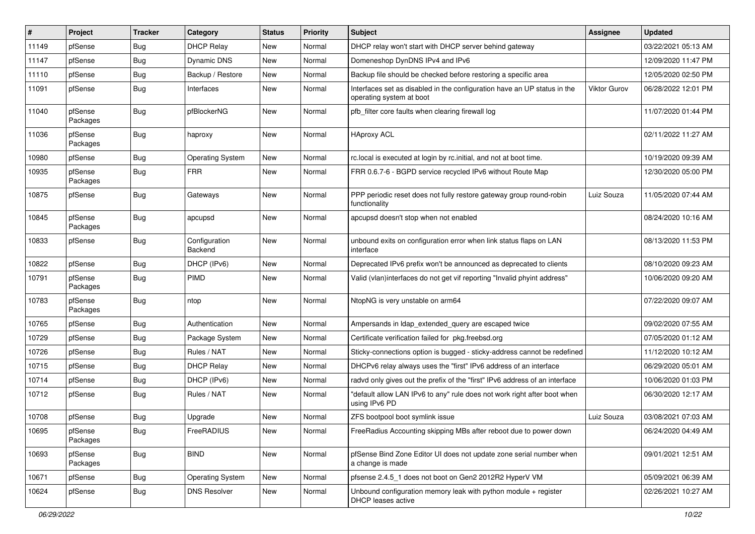| # | Project | Tracker | Category | Status | Priority | Subject | Assignee | Updated |
|---|---|---|---|---|---|---|---|---|
| 11149 | pfSense | Bug | DHCP Relay | New | Normal | DHCP relay won't start with DHCP server behind gateway | | 03/22/2021 05:13 AM |
| 11147 | pfSense | Bug | Dynamic DNS | New | Normal | Domeneshop DynDNS IPv4 and IPv6 | | 12/09/2020 11:47 PM |
| 11110 | pfSense | Bug | Backup / Restore | New | Normal | Backup file should be checked before restoring a specific area | | 12/05/2020 02:50 PM |
| 11091 | pfSense | Bug | Interfaces | New | Normal | Interfaces set as disabled in the configuration have an UP status in the operating system at boot | Viktor Gurov | 06/28/2022 12:01 PM |
| 11040 | pfSense Packages | Bug | pfBlockerNG | New | Normal | pfb_filter core faults when clearing firewall log | | 11/07/2020 01:44 PM |
| 11036 | pfSense Packages | Bug | haproxy | New | Normal | HAproxy ACL | | 02/11/2022 11:27 AM |
| 10980 | pfSense | Bug | Operating System | New | Normal | rc.local is executed at login by rc.initial, and not at boot time. | | 10/19/2020 09:39 AM |
| 10935 | pfSense Packages | Bug | FRR | New | Normal | FRR 0.6.7-6 - BGPD service recycled IPv6 without Route Map | | 12/30/2020 05:00 PM |
| 10875 | pfSense | Bug | Gateways | New | Normal | PPP periodic reset does not fully restore gateway group round-robin functionality | Luiz Souza | 11/05/2020 07:44 AM |
| 10845 | pfSense Packages | Bug | apcupsd | New | Normal | apcupsd doesn't stop when not enabled | | 08/24/2020 10:16 AM |
| 10833 | pfSense | Bug | Configuration Backend | New | Normal | unbound exits on configuration error when link status flaps on LAN interface | | 08/13/2020 11:53 PM |
| 10822 | pfSense | Bug | DHCP (IPv6) | New | Normal | Deprecated IPv6 prefix won't be announced as deprecated to clients | | 08/10/2020 09:23 AM |
| 10791 | pfSense Packages | Bug | PIMD | New | Normal | Valid (vlan)interfaces do not get vif reporting "Invalid phyint address" | | 10/06/2020 09:20 AM |
| 10783 | pfSense Packages | Bug | ntop | New | Normal | NtopNG is very unstable on arm64 | | 07/22/2020 09:07 AM |
| 10765 | pfSense | Bug | Authentication | New | Normal | Ampersands in ldap_extended_query are escaped twice | | 09/02/2020 07:55 AM |
| 10729 | pfSense | Bug | Package System | New | Normal | Certificate verification failed for pkg.freebsd.org | | 07/05/2020 01:12 AM |
| 10726 | pfSense | Bug | Rules / NAT | New | Normal | Sticky-connections option is bugged - sticky-address cannot be redefined | | 11/12/2020 10:12 AM |
| 10715 | pfSense | Bug | DHCP Relay | New | Normal | DHCPv6 relay always uses the "first" IPv6 address of an interface | | 06/29/2020 05:01 AM |
| 10714 | pfSense | Bug | DHCP (IPv6) | New | Normal | radvd only gives out the prefix of the "first" IPv6 address of an interface | | 10/06/2020 01:03 PM |
| 10712 | pfSense | Bug | Rules / NAT | New | Normal | "default allow LAN IPv6 to any" rule does not work right after boot when using IPv6 PD | | 06/30/2020 12:17 AM |
| 10708 | pfSense | Bug | Upgrade | New | Normal | ZFS bootpool boot symlink issue | Luiz Souza | 03/08/2021 07:03 AM |
| 10695 | pfSense Packages | Bug | FreeRADIUS | New | Normal | FreeRadius Accounting skipping MBs after reboot due to power down | | 06/24/2020 04:49 AM |
| 10693 | pfSense Packages | Bug | BIND | New | Normal | pfSense Bind Zone Editor UI does not update zone serial number when a change is made | | 09/01/2021 12:51 AM |
| 10671 | pfSense | Bug | Operating System | New | Normal | pfsense 2.4.5_1 does not boot on Gen2 2012R2 HyperV VM | | 05/09/2021 06:39 AM |
| 10624 | pfSense | Bug | DNS Resolver | New | Normal | Unbound configuration memory leak with python module + register DHCP leases active | | 02/26/2021 10:27 AM |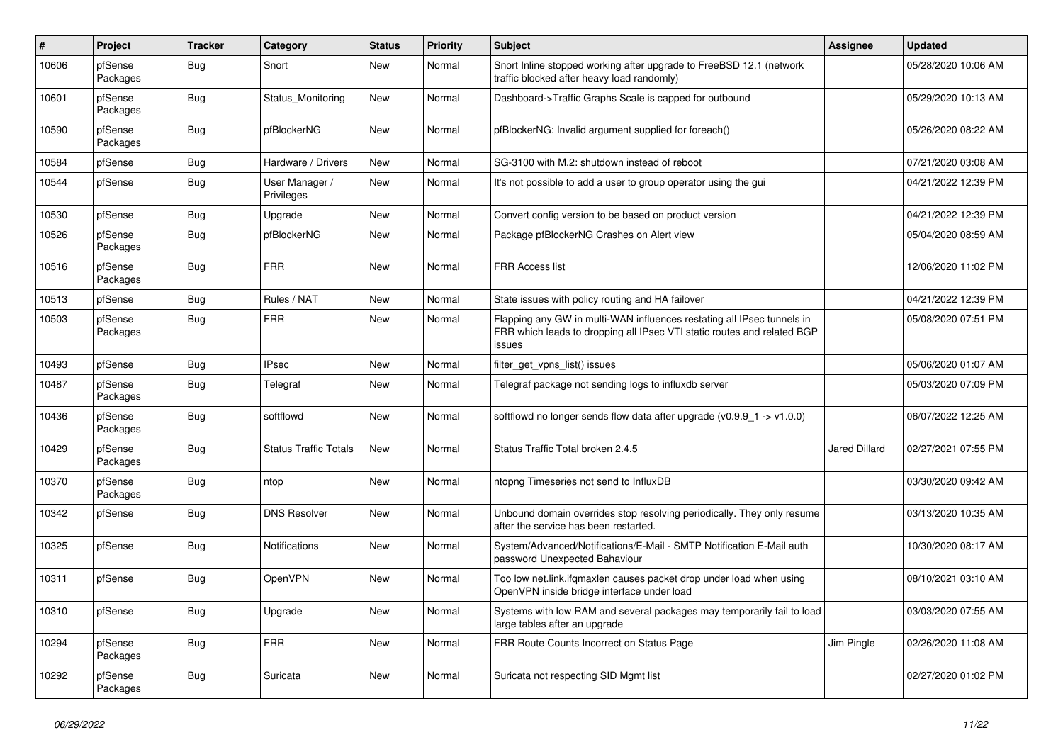| # | Project | Tracker | Category | Status | Priority | Subject | Assignee | Updated |
|---|---|---|---|---|---|---|---|---|
| 10606 | pfSense Packages | Bug | Snort | New | Normal | Snort Inline stopped working after upgrade to FreeBSD 12.1 (network traffic blocked after heavy load randomly) | | 05/28/2020 10:06 AM |
| 10601 | pfSense Packages | Bug | Status_Monitoring | New | Normal | Dashboard->Traffic Graphs Scale is capped for outbound | | 05/29/2020 10:13 AM |
| 10590 | pfSense Packages | Bug | pfBlockerNG | New | Normal | pfBlockerNG: Invalid argument supplied for foreach() | | 05/26/2020 08:22 AM |
| 10584 | pfSense | Bug | Hardware / Drivers | New | Normal | SG-3100 with M.2: shutdown instead of reboot | | 07/21/2020 03:08 AM |
| 10544 | pfSense | Bug | User Manager / Privileges | New | Normal | It's not possible to add a user to group operator using the gui | | 04/21/2022 12:39 PM |
| 10530 | pfSense | Bug | Upgrade | New | Normal | Convert config version to be based on product version | | 04/21/2022 12:39 PM |
| 10526 | pfSense Packages | Bug | pfBlockerNG | New | Normal | Package pfBlockerNG Crashes on Alert view | | 05/04/2020 08:59 AM |
| 10516 | pfSense Packages | Bug | FRR | New | Normal | FRR Access list | | 12/06/2020 11:02 PM |
| 10513 | pfSense | Bug | Rules / NAT | New | Normal | State issues with policy routing and HA failover | | 04/21/2022 12:39 PM |
| 10503 | pfSense Packages | Bug | FRR | New | Normal | Flapping any GW in multi-WAN influences restating all IPsec tunnels in FRR which leads to dropping all IPsec VTI static routes and related BGP issues | | 05/08/2020 07:51 PM |
| 10493 | pfSense | Bug | IPsec | New | Normal | filter_get_vpns_list() issues | | 05/06/2020 01:07 AM |
| 10487 | pfSense Packages | Bug | Telegraf | New | Normal | Telegraf package not sending logs to influxdb server | | 05/03/2020 07:09 PM |
| 10436 | pfSense Packages | Bug | softflowd | New | Normal | softflowd no longer sends flow data after upgrade (v0.9.9_1 -> v1.0.0) | | 06/07/2022 12:25 AM |
| 10429 | pfSense Packages | Bug | Status Traffic Totals | New | Normal | Status Traffic Total broken 2.4.5 | Jared Dillard | 02/27/2021 07:55 PM |
| 10370 | pfSense Packages | Bug | ntop | New | Normal | ntopng Timeseries not send to InfluxDB | | 03/30/2020 09:42 AM |
| 10342 | pfSense | Bug | DNS Resolver | New | Normal | Unbound domain overrides stop resolving periodically. They only resume after the service has been restarted. | | 03/13/2020 10:35 AM |
| 10325 | pfSense | Bug | Notifications | New | Normal | System/Advanced/Notifications/E-Mail - SMTP Notification E-Mail auth password Unexpected Bahaviour | | 10/30/2020 08:17 AM |
| 10311 | pfSense | Bug | OpenVPN | New | Normal | Too low net.link.ifqmaxlen causes packet drop under load when using OpenVPN inside bridge interface under load | | 08/10/2021 03:10 AM |
| 10310 | pfSense | Bug | Upgrade | New | Normal | Systems with low RAM and several packages may temporarily fail to load large tables after an upgrade | | 03/03/2020 07:55 AM |
| 10294 | pfSense Packages | Bug | FRR | New | Normal | FRR Route Counts Incorrect on Status Page | Jim Pingle | 02/26/2020 11:08 AM |
| 10292 | pfSense Packages | Bug | Suricata | New | Normal | Suricata not respecting SID Mgmt list | | 02/27/2020 01:02 PM |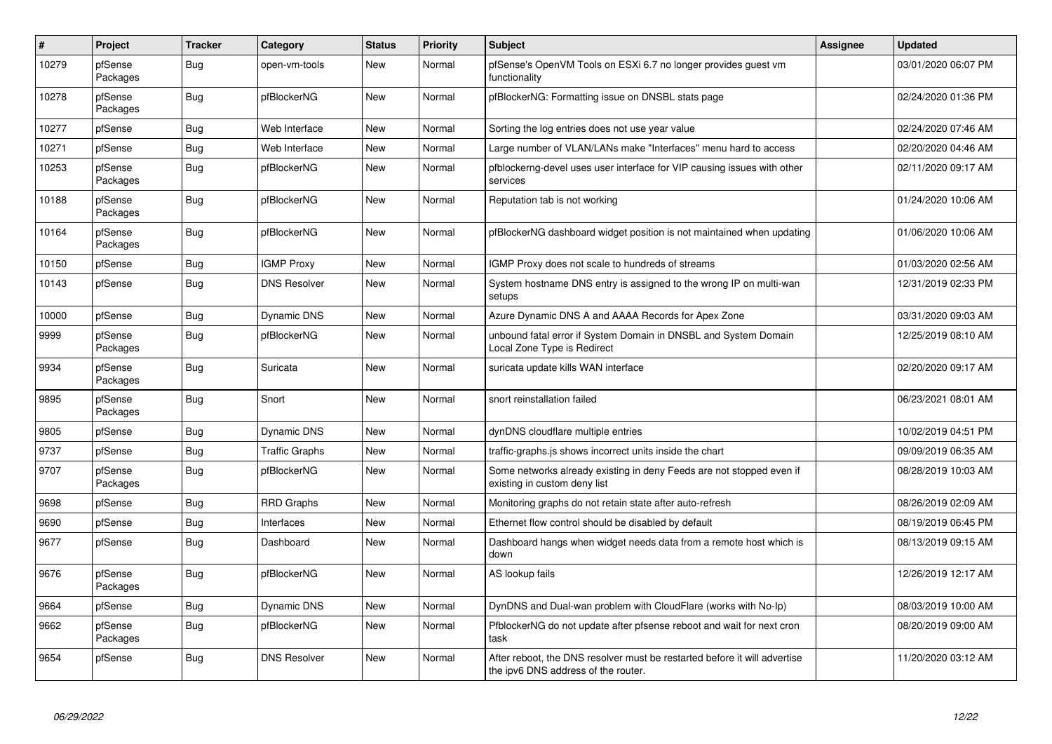| # | Project | Tracker | Category | Status | Priority | Subject | Assignee | Updated |
|---|---|---|---|---|---|---|---|---|
| 10279 | pfSense Packages | Bug | open-vm-tools | New | Normal | pfSense's OpenVM Tools on ESXi 6.7 no longer provides guest vm functionality | | 03/01/2020 06:07 PM |
| 10278 | pfSense Packages | Bug | pfBlockerNG | New | Normal | pfBlockerNG: Formatting issue on DNSBL stats page | | 02/24/2020 01:36 PM |
| 10277 | pfSense | Bug | Web Interface | New | Normal | Sorting the log entries does not use year value | | 02/24/2020 07:46 AM |
| 10271 | pfSense | Bug | Web Interface | New | Normal | Large number of VLAN/LANs make "Interfaces" menu hard to access | | 02/20/2020 04:46 AM |
| 10253 | pfSense Packages | Bug | pfBlockerNG | New | Normal | pfblockerng-devel uses user interface for VIP causing issues with other services | | 02/11/2020 09:17 AM |
| 10188 | pfSense Packages | Bug | pfBlockerNG | New | Normal | Reputation tab is not working | | 01/24/2020 10:06 AM |
| 10164 | pfSense Packages | Bug | pfBlockerNG | New | Normal | pfBlockerNG dashboard widget position is not maintained when updating | | 01/06/2020 10:06 AM |
| 10150 | pfSense | Bug | IGMP Proxy | New | Normal | IGMP Proxy does not scale to hundreds of streams | | 01/03/2020 02:56 AM |
| 10143 | pfSense | Bug | DNS Resolver | New | Normal | System hostname DNS entry is assigned to the wrong IP on multi-wan setups | | 12/31/2019 02:33 PM |
| 10000 | pfSense | Bug | Dynamic DNS | New | Normal | Azure Dynamic DNS A and AAAA Records for Apex Zone | | 03/31/2020 09:03 AM |
| 9999 | pfSense Packages | Bug | pfBlockerNG | New | Normal | unbound fatal error if System Domain in DNSBL and System Domain Local Zone Type is Redirect | | 12/25/2019 08:10 AM |
| 9934 | pfSense Packages | Bug | Suricata | New | Normal | suricata update kills WAN interface | | 02/20/2020 09:17 AM |
| 9895 | pfSense Packages | Bug | Snort | New | Normal | snort reinstallation failed | | 06/23/2021 08:01 AM |
| 9805 | pfSense | Bug | Dynamic DNS | New | Normal | dynDNS cloudflare multiple entries | | 10/02/2019 04:51 PM |
| 9737 | pfSense | Bug | Traffic Graphs | New | Normal | traffic-graphs.js shows incorrect units inside the chart | | 09/09/2019 06:35 AM |
| 9707 | pfSense Packages | Bug | pfBlockerNG | New | Normal | Some networks already existing in deny Feeds are not stopped even if existing in custom deny list | | 08/28/2019 10:03 AM |
| 9698 | pfSense | Bug | RRD Graphs | New | Normal | Monitoring graphs do not retain state after auto-refresh | | 08/26/2019 02:09 AM |
| 9690 | pfSense | Bug | Interfaces | New | Normal | Ethernet flow control should be disabled by default | | 08/19/2019 06:45 PM |
| 9677 | pfSense | Bug | Dashboard | New | Normal | Dashboard hangs when widget needs data from a remote host which is down | | 08/13/2019 09:15 AM |
| 9676 | pfSense Packages | Bug | pfBlockerNG | New | Normal | AS lookup fails | | 12/26/2019 12:17 AM |
| 9664 | pfSense | Bug | Dynamic DNS | New | Normal | DynDNS and Dual-wan problem with CloudFlare (works with No-Ip) | | 08/03/2019 10:00 AM |
| 9662 | pfSense Packages | Bug | pfBlockerNG | New | Normal | PfblockerNG do not update after pfsense reboot and wait for next cron task | | 08/20/2019 09:00 AM |
| 9654 | pfSense | Bug | DNS Resolver | New | Normal | After reboot, the DNS resolver must be restarted before it will advertise the ipv6 DNS address of the router. | | 11/20/2020 03:12 AM |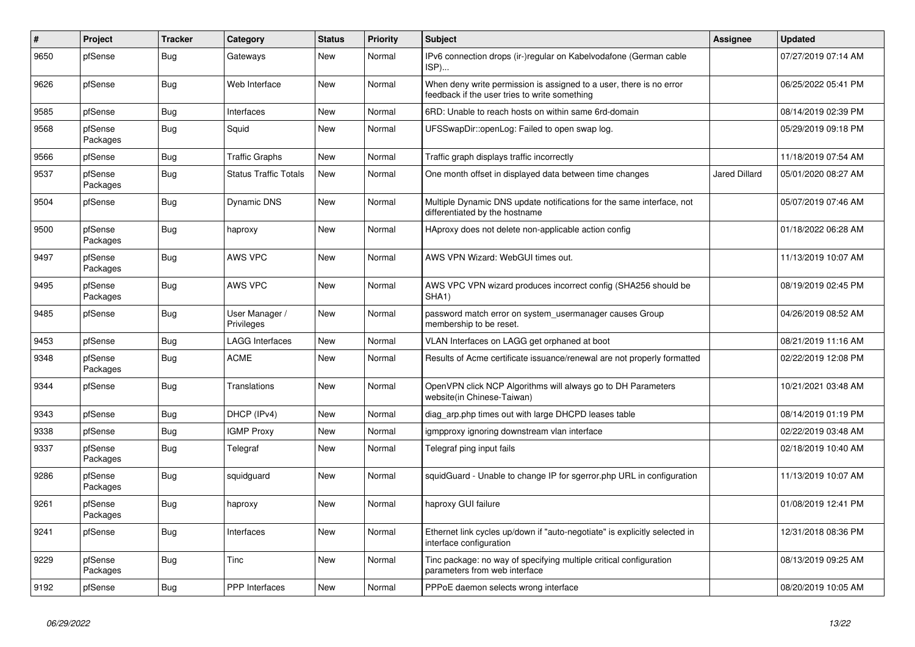| # | Project | Tracker | Category | Status | Priority | Subject | Assignee | Updated |
|---|---|---|---|---|---|---|---|---|
| 9650 | pfSense | Bug | Gateways | New | Normal | IPv6 connection drops (ir-)regular on Kabelvodafone (German cable ISP)... | | 07/27/2019 07:14 AM |
| 9626 | pfSense | Bug | Web Interface | New | Normal | When deny write permission is assigned to a user, there is no error feedback if the user tries to write something | | 06/25/2022 05:41 PM |
| 9585 | pfSense | Bug | Interfaces | New | Normal | 6RD: Unable to reach hosts on within same 6rd-domain | | 08/14/2019 02:39 PM |
| 9568 | pfSense Packages | Bug | Squid | New | Normal | UFSSwapDir::openLog: Failed to open swap log. | | 05/29/2019 09:18 PM |
| 9566 | pfSense | Bug | Traffic Graphs | New | Normal | Traffic graph displays traffic incorrectly | | 11/18/2019 07:54 AM |
| 9537 | pfSense Packages | Bug | Status Traffic Totals | New | Normal | One month offset in displayed data between time changes | Jared Dillard | 05/01/2020 08:27 AM |
| 9504 | pfSense | Bug | Dynamic DNS | New | Normal | Multiple Dynamic DNS update notifications for the same interface, not differentiated by the hostname | | 05/07/2019 07:46 AM |
| 9500 | pfSense Packages | Bug | haproxy | New | Normal | HAproxy does not delete non-applicable action config | | 01/18/2022 06:28 AM |
| 9497 | pfSense Packages | Bug | AWS VPC | New | Normal | AWS VPN Wizard: WebGUI times out. | | 11/13/2019 10:07 AM |
| 9495 | pfSense Packages | Bug | AWS VPC | New | Normal | AWS VPC VPN wizard produces incorrect config (SHA256 should be SHA1) | | 08/19/2019 02:45 PM |
| 9485 | pfSense | Bug | User Manager / Privileges | New | Normal | password match error on system_usermanager causes Group membership to be reset. | | 04/26/2019 08:52 AM |
| 9453 | pfSense | Bug | LAGG Interfaces | New | Normal | VLAN Interfaces on LAGG get orphaned at boot | | 08/21/2019 11:16 AM |
| 9348 | pfSense Packages | Bug | ACME | New | Normal | Results of Acme certificate issuance/renewal are not properly formatted | | 02/22/2019 12:08 PM |
| 9344 | pfSense | Bug | Translations | New | Normal | OpenVPN click NCP Algorithms will always go to DH Parameters website(in Chinese-Taiwan) | | 10/21/2021 03:48 AM |
| 9343 | pfSense | Bug | DHCP (IPv4) | New | Normal | diag_arp.php times out with large DHCPD leases table | | 08/14/2019 01:19 PM |
| 9338 | pfSense | Bug | IGMP Proxy | New | Normal | igmpproxy ignoring downstream vlan interface | | 02/22/2019 03:48 AM |
| 9337 | pfSense Packages | Bug | Telegraf | New | Normal | Telegraf ping input fails | | 02/18/2019 10:40 AM |
| 9286 | pfSense Packages | Bug | squidguard | New | Normal | squidGuard - Unable to change IP for sgerror.php URL in configuration | | 11/13/2019 10:07 AM |
| 9261 | pfSense Packages | Bug | haproxy | New | Normal | haproxy GUI failure | | 01/08/2019 12:41 PM |
| 9241 | pfSense | Bug | Interfaces | New | Normal | Ethernet link cycles up/down if "auto-negotiate" is explicitly selected in interface configuration | | 12/31/2018 08:36 PM |
| 9229 | pfSense Packages | Bug | Tinc | New | Normal | Tinc package: no way of specifying multiple critical configuration parameters from web interface | | 08/13/2019 09:25 AM |
| 9192 | pfSense | Bug | PPP Interfaces | New | Normal | PPPoE daemon selects wrong interface | | 08/20/2019 10:05 AM |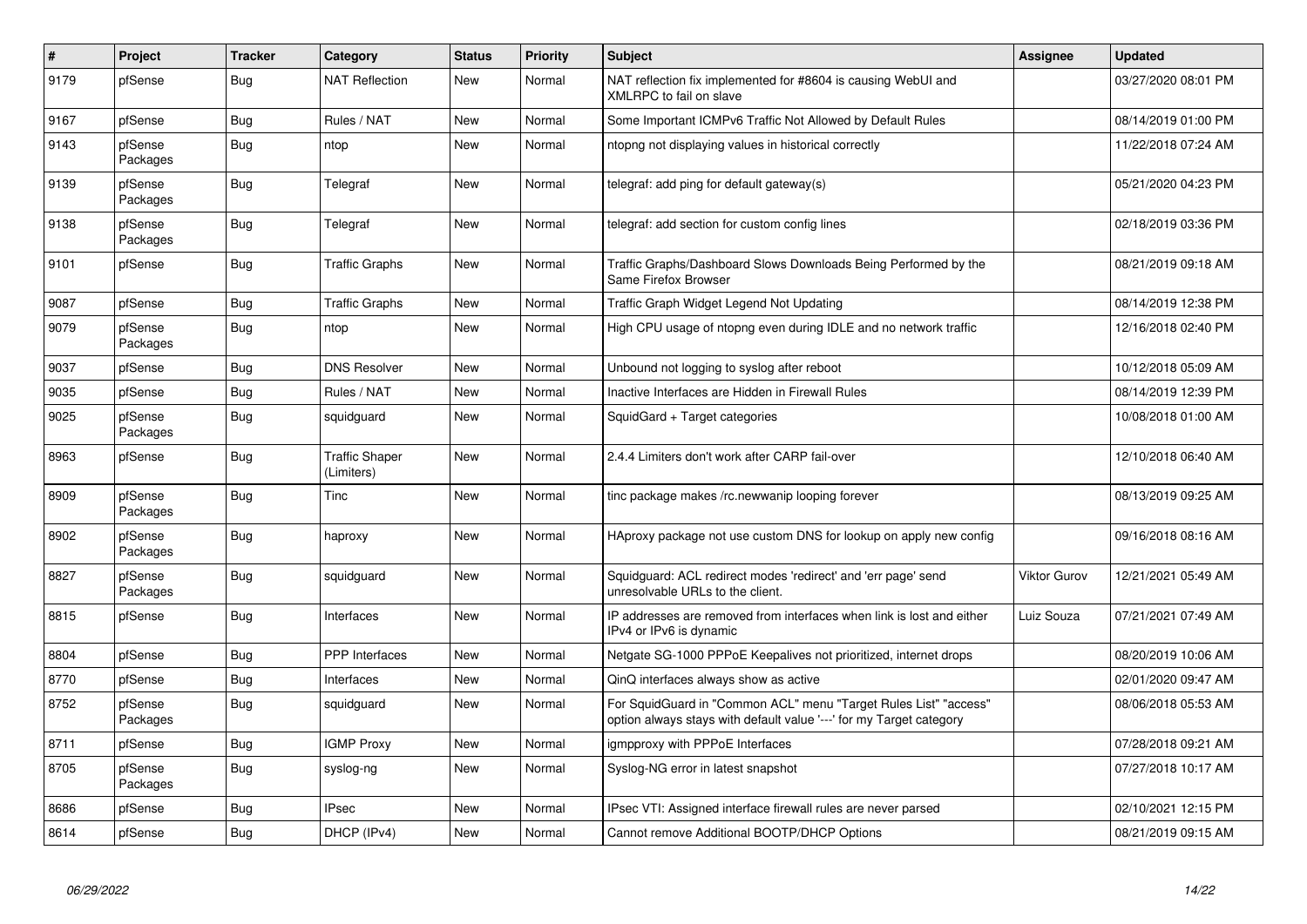| # | Project | Tracker | Category | Status | Priority | Subject | Assignee | Updated |
|---|---|---|---|---|---|---|---|---|
| 9179 | pfSense | Bug | NAT Reflection | New | Normal | NAT reflection fix implemented for #8604 is causing WebUI and XMLRPC to fail on slave | | 03/27/2020 08:01 PM |
| 9167 | pfSense | Bug | Rules / NAT | New | Normal | Some Important ICMPv6 Traffic Not Allowed by Default Rules | | 08/14/2019 01:00 PM |
| 9143 | pfSense Packages | Bug | ntop | New | Normal | ntopng not displaying values in historical correctly | | 11/22/2018 07:24 AM |
| 9139 | pfSense Packages | Bug | Telegraf | New | Normal | telegraf: add ping for default gateway(s) | | 05/21/2020 04:23 PM |
| 9138 | pfSense Packages | Bug | Telegraf | New | Normal | telegraf: add section for custom config lines | | 02/18/2019 03:36 PM |
| 9101 | pfSense | Bug | Traffic Graphs | New | Normal | Traffic Graphs/Dashboard Slows Downloads Being Performed by the Same Firefox Browser | | 08/21/2019 09:18 AM |
| 9087 | pfSense | Bug | Traffic Graphs | New | Normal | Traffic Graph Widget Legend Not Updating | | 08/14/2019 12:38 PM |
| 9079 | pfSense Packages | Bug | ntop | New | Normal | High CPU usage of ntopng even during IDLE and no network traffic | | 12/16/2018 02:40 PM |
| 9037 | pfSense | Bug | DNS Resolver | New | Normal | Unbound not logging to syslog after reboot | | 10/12/2018 05:09 AM |
| 9035 | pfSense | Bug | Rules / NAT | New | Normal | Inactive Interfaces are Hidden in Firewall Rules | | 08/14/2019 12:39 PM |
| 9025 | pfSense Packages | Bug | squidguard | New | Normal | SquidGard + Target categories | | 10/08/2018 01:00 AM |
| 8963 | pfSense | Bug | Traffic Shaper (Limiters) | New | Normal | 2.4.4 Limiters don't work after CARP fail-over | | 12/10/2018 06:40 AM |
| 8909 | pfSense Packages | Bug | Tinc | New | Normal | tinc package makes /rc.newwanip looping forever | | 08/13/2019 09:25 AM |
| 8902 | pfSense Packages | Bug | haproxy | New | Normal | HAproxy package not use custom DNS for lookup on apply new config | | 09/16/2018 08:16 AM |
| 8827 | pfSense Packages | Bug | squidguard | New | Normal | Squidguard: ACL redirect modes 'redirect' and 'err page' send unresolvable URLs to the client. | Viktor Gurov | 12/21/2021 05:49 AM |
| 8815 | pfSense | Bug | Interfaces | New | Normal | IP addresses are removed from interfaces when link is lost and either IPv4 or IPv6 is dynamic | Luiz Souza | 07/21/2021 07:49 AM |
| 8804 | pfSense | Bug | PPP Interfaces | New | Normal | Netgate SG-1000 PPPoE Keepalives not prioritized, internet drops | | 08/20/2019 10:06 AM |
| 8770 | pfSense | Bug | Interfaces | New | Normal | QinQ interfaces always show as active | | 02/01/2020 09:47 AM |
| 8752 | pfSense Packages | Bug | squidguard | New | Normal | For SquidGuard in "Common ACL" menu "Target Rules List" "access" option always stays with default value '---' for my Target category | | 08/06/2018 05:53 AM |
| 8711 | pfSense | Bug | IGMP Proxy | New | Normal | igmpproxy with PPPoE Interfaces | | 07/28/2018 09:21 AM |
| 8705 | pfSense Packages | Bug | syslog-ng | New | Normal | Syslog-NG error in latest snapshot | | 07/27/2018 10:17 AM |
| 8686 | pfSense | Bug | IPsec | New | Normal | IPsec VTI: Assigned interface firewall rules are never parsed | | 02/10/2021 12:15 PM |
| 8614 | pfSense | Bug | DHCP (IPv4) | New | Normal | Cannot remove Additional BOOTP/DHCP Options | | 08/21/2019 09:15 AM |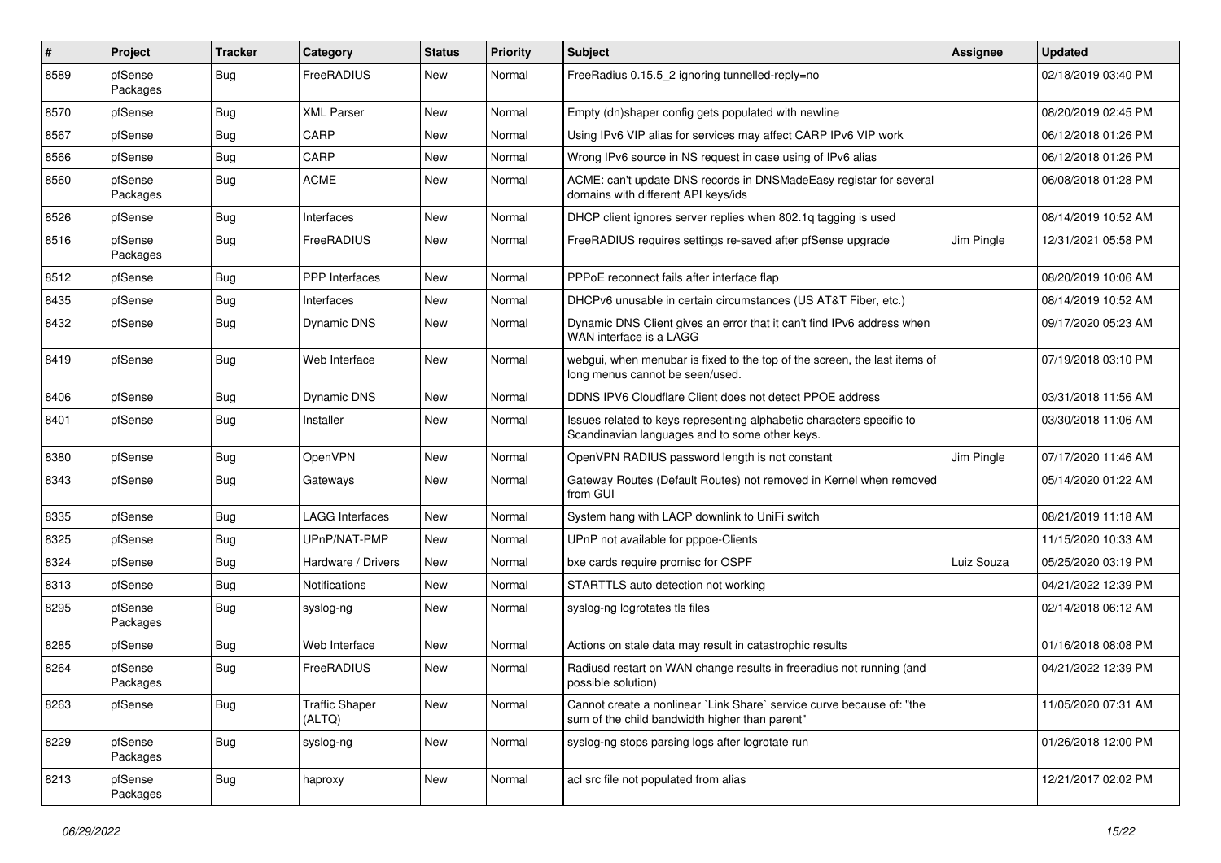| # | Project | Tracker | Category | Status | Priority | Subject | Assignee | Updated |
|---|---|---|---|---|---|---|---|---|
| 8589 | pfSense Packages | Bug | FreeRADIUS | New | Normal | FreeRadius 0.15.5_2 ignoring tunnelled-reply=no | | 02/18/2019 03:40 PM |
| 8570 | pfSense | Bug | XML Parser | New | Normal | Empty (dn)shaper config gets populated with newline | | 08/20/2019 02:45 PM |
| 8567 | pfSense | Bug | CARP | New | Normal | Using IPv6 VIP alias for services may affect CARP IPv6 VIP work | | 06/12/2018 01:26 PM |
| 8566 | pfSense | Bug | CARP | New | Normal | Wrong IPv6 source in NS request in case using of IPv6 alias | | 06/12/2018 01:26 PM |
| 8560 | pfSense Packages | Bug | ACME | New | Normal | ACME: can't update DNS records in DNSMadeEasy registar for several domains with different API keys/ids | | 06/08/2018 01:28 PM |
| 8526 | pfSense | Bug | Interfaces | New | Normal | DHCP client ignores server replies when 802.1q tagging is used | | 08/14/2019 10:52 AM |
| 8516 | pfSense Packages | Bug | FreeRADIUS | New | Normal | FreeRADIUS requires settings re-saved after pfSense upgrade | Jim Pingle | 12/31/2021 05:58 PM |
| 8512 | pfSense | Bug | PPP Interfaces | New | Normal | PPPoE reconnect fails after interface flap | | 08/20/2019 10:06 AM |
| 8435 | pfSense | Bug | Interfaces | New | Normal | DHCPv6 unusable in certain circumstances (US AT&T Fiber, etc.) | | 08/14/2019 10:52 AM |
| 8432 | pfSense | Bug | Dynamic DNS | New | Normal | Dynamic DNS Client gives an error that it can't find IPv6 address when WAN interface is a LAGG | | 09/17/2020 05:23 AM |
| 8419 | pfSense | Bug | Web Interface | New | Normal | webgui, when menubar is fixed to the top of the screen, the last items of long menus cannot be seen/used. | | 07/19/2018 03:10 PM |
| 8406 | pfSense | Bug | Dynamic DNS | New | Normal | DDNS IPV6 Cloudflare Client does not detect PPOE address | | 03/31/2018 11:56 AM |
| 8401 | pfSense | Bug | Installer | New | Normal | Issues related to keys representing alphabetic characters specific to Scandinavian languages and to some other keys. | | 03/30/2018 11:06 AM |
| 8380 | pfSense | Bug | OpenVPN | New | Normal | OpenVPN RADIUS password length is not constant | Jim Pingle | 07/17/2020 11:46 AM |
| 8343 | pfSense | Bug | Gateways | New | Normal | Gateway Routes (Default Routes) not removed in Kernel when removed from GUI | | 05/14/2020 01:22 AM |
| 8335 | pfSense | Bug | LAGG Interfaces | New | Normal | System hang with LACP downlink to UniFi switch | | 08/21/2019 11:18 AM |
| 8325 | pfSense | Bug | UPnP/NAT-PMP | New | Normal | UPnP not available for pppoe-Clients | | 11/15/2020 10:33 AM |
| 8324 | pfSense | Bug | Hardware / Drivers | New | Normal | bxe cards require promisc for OSPF | Luiz Souza | 05/25/2020 03:19 PM |
| 8313 | pfSense | Bug | Notifications | New | Normal | STARTTLS auto detection not working | | 04/21/2022 12:39 PM |
| 8295 | pfSense Packages | Bug | syslog-ng | New | Normal | syslog-ng logrotates tls files | | 02/14/2018 06:12 AM |
| 8285 | pfSense | Bug | Web Interface | New | Normal | Actions on stale data may result in catastrophic results | | 01/16/2018 08:08 PM |
| 8264 | pfSense Packages | Bug | FreeRADIUS | New | Normal | Radiusd restart on WAN change results in freeradius not running (and possible solution) | | 04/21/2022 12:39 PM |
| 8263 | pfSense | Bug | Traffic Shaper (ALTQ) | New | Normal | Cannot create a nonlinear `Link Share` service curve because of: "the sum of the child bandwidth higher than parent" | | 11/05/2020 07:31 AM |
| 8229 | pfSense Packages | Bug | syslog-ng | New | Normal | syslog-ng stops parsing logs after logrotate run | | 01/26/2018 12:00 PM |
| 8213 | pfSense Packages | Bug | haproxy | New | Normal | acl src file not populated from alias | | 12/21/2017 02:02 PM |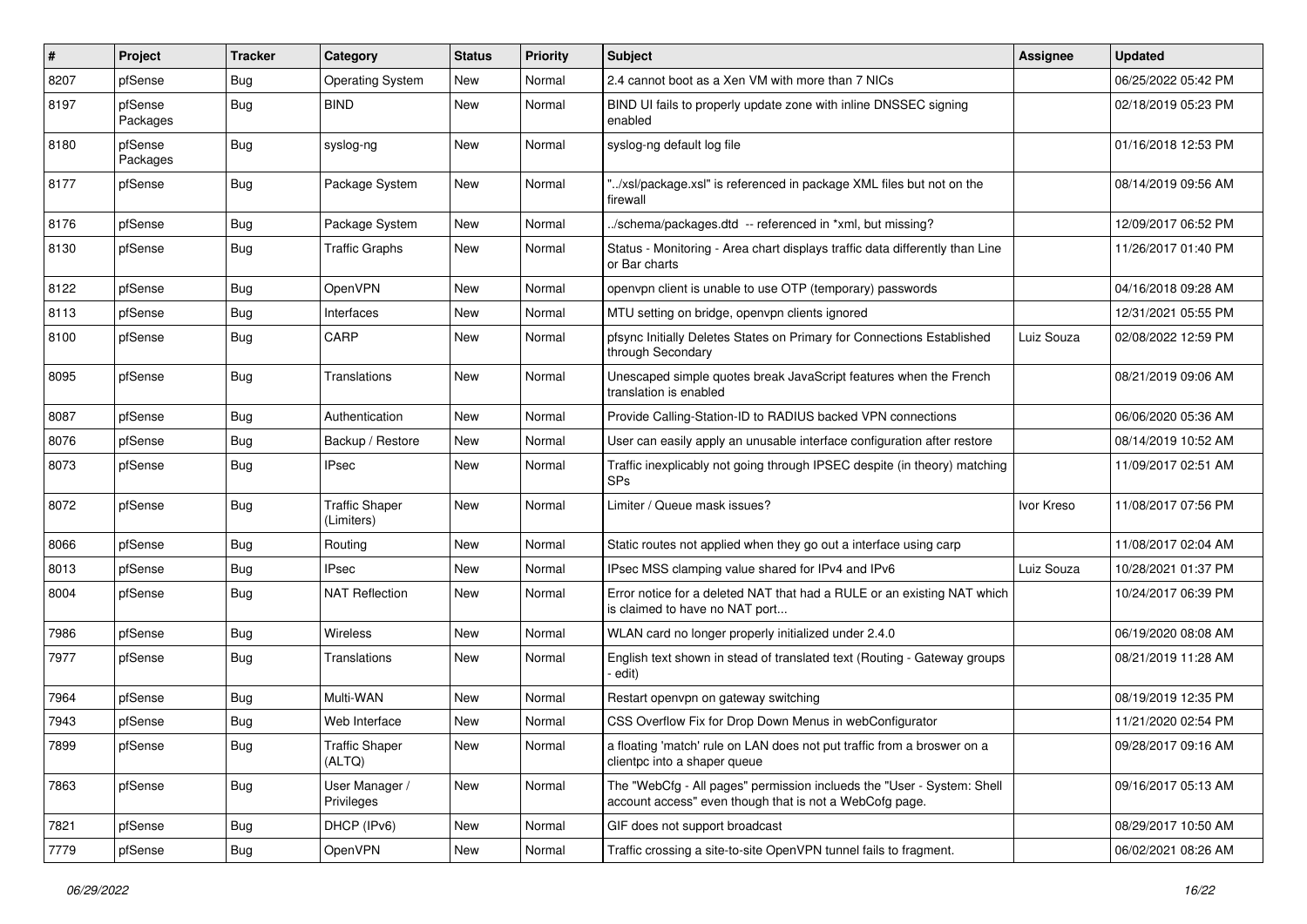| # | Project | Tracker | Category | Status | Priority | Subject | Assignee | Updated |
|---|---|---|---|---|---|---|---|---|
| 8207 | pfSense | Bug | Operating System | New | Normal | 2.4 cannot boot as a Xen VM with more than 7 NICs | | 06/25/2022 05:42 PM |
| 8197 | pfSense Packages | Bug | BIND | New | Normal | BIND UI fails to properly update zone with inline DNSSEC signing enabled | | 02/18/2019 05:23 PM |
| 8180 | pfSense Packages | Bug | syslog-ng | New | Normal | syslog-ng default log file | | 01/16/2018 12:53 PM |
| 8177 | pfSense | Bug | Package System | New | Normal | "../xsl/package.xsl" is referenced in package XML files but not on the firewall | | 08/14/2019 09:56 AM |
| 8176 | pfSense | Bug | Package System | New | Normal | ../schema/packages.dtd -- referenced in *xml, but missing? | | 12/09/2017 06:52 PM |
| 8130 | pfSense | Bug | Traffic Graphs | New | Normal | Status - Monitoring - Area chart displays traffic data differently than Line or Bar charts | | 11/26/2017 01:40 PM |
| 8122 | pfSense | Bug | OpenVPN | New | Normal | openvpn client is unable to use OTP (temporary) passwords | | 04/16/2018 09:28 AM |
| 8113 | pfSense | Bug | Interfaces | New | Normal | MTU setting on bridge, openvpn clients ignored | | 12/31/2021 05:55 PM |
| 8100 | pfSense | Bug | CARP | New | Normal | pfsync Initially Deletes States on Primary for Connections Established through Secondary | Luiz Souza | 02/08/2022 12:59 PM |
| 8095 | pfSense | Bug | Translations | New | Normal | Unescaped simple quotes break JavaScript features when the French translation is enabled | | 08/21/2019 09:06 AM |
| 8087 | pfSense | Bug | Authentication | New | Normal | Provide Calling-Station-ID to RADIUS backed VPN connections | | 06/06/2020 05:36 AM |
| 8076 | pfSense | Bug | Backup / Restore | New | Normal | User can easily apply an unusable interface configuration after restore | | 08/14/2019 10:52 AM |
| 8073 | pfSense | Bug | IPsec | New | Normal | Traffic inexplicably not going through IPSEC despite (in theory) matching SPs | | 11/09/2017 02:51 AM |
| 8072 | pfSense | Bug | Traffic Shaper (Limiters) | New | Normal | Limiter / Queue mask issues? | Ivor Kreso | 11/08/2017 07:56 PM |
| 8066 | pfSense | Bug | Routing | New | Normal | Static routes not applied when they go out a interface using carp | | 11/08/2017 02:04 AM |
| 8013 | pfSense | Bug | IPsec | New | Normal | IPsec MSS clamping value shared for IPv4 and IPv6 | Luiz Souza | 10/28/2021 01:37 PM |
| 8004 | pfSense | Bug | NAT Reflection | New | Normal | Error notice for a deleted NAT that had a RULE or an existing NAT which is claimed to have no NAT port... | | 10/24/2017 06:39 PM |
| 7986 | pfSense | Bug | Wireless | New | Normal | WLAN card no longer properly initialized under 2.4.0 | | 06/19/2020 08:08 AM |
| 7977 | pfSense | Bug | Translations | New | Normal | English text shown in stead of translated text (Routing - Gateway groups - edit) | | 08/21/2019 11:28 AM |
| 7964 | pfSense | Bug | Multi-WAN | New | Normal | Restart openvpn on gateway switching | | 08/19/2019 12:35 PM |
| 7943 | pfSense | Bug | Web Interface | New | Normal | CSS Overflow Fix for Drop Down Menus in webConfigurator | | 11/21/2020 02:54 PM |
| 7899 | pfSense | Bug | Traffic Shaper (ALTQ) | New | Normal | a floating 'match' rule on LAN does not put traffic from a broswer on a clientpc into a shaper queue | | 09/28/2017 09:16 AM |
| 7863 | pfSense | Bug | User Manager / Privileges | New | Normal | The "WebCfg - All pages" permission inclueds the "User - System: Shell account access" even though that is not a WebCofg page. | | 09/16/2017 05:13 AM |
| 7821 | pfSense | Bug | DHCP (IPv6) | New | Normal | GIF does not support broadcast | | 08/29/2017 10:50 AM |
| 7779 | pfSense | Bug | OpenVPN | New | Normal | Traffic crossing a site-to-site OpenVPN tunnel fails to fragment. | | 06/02/2021 08:26 AM |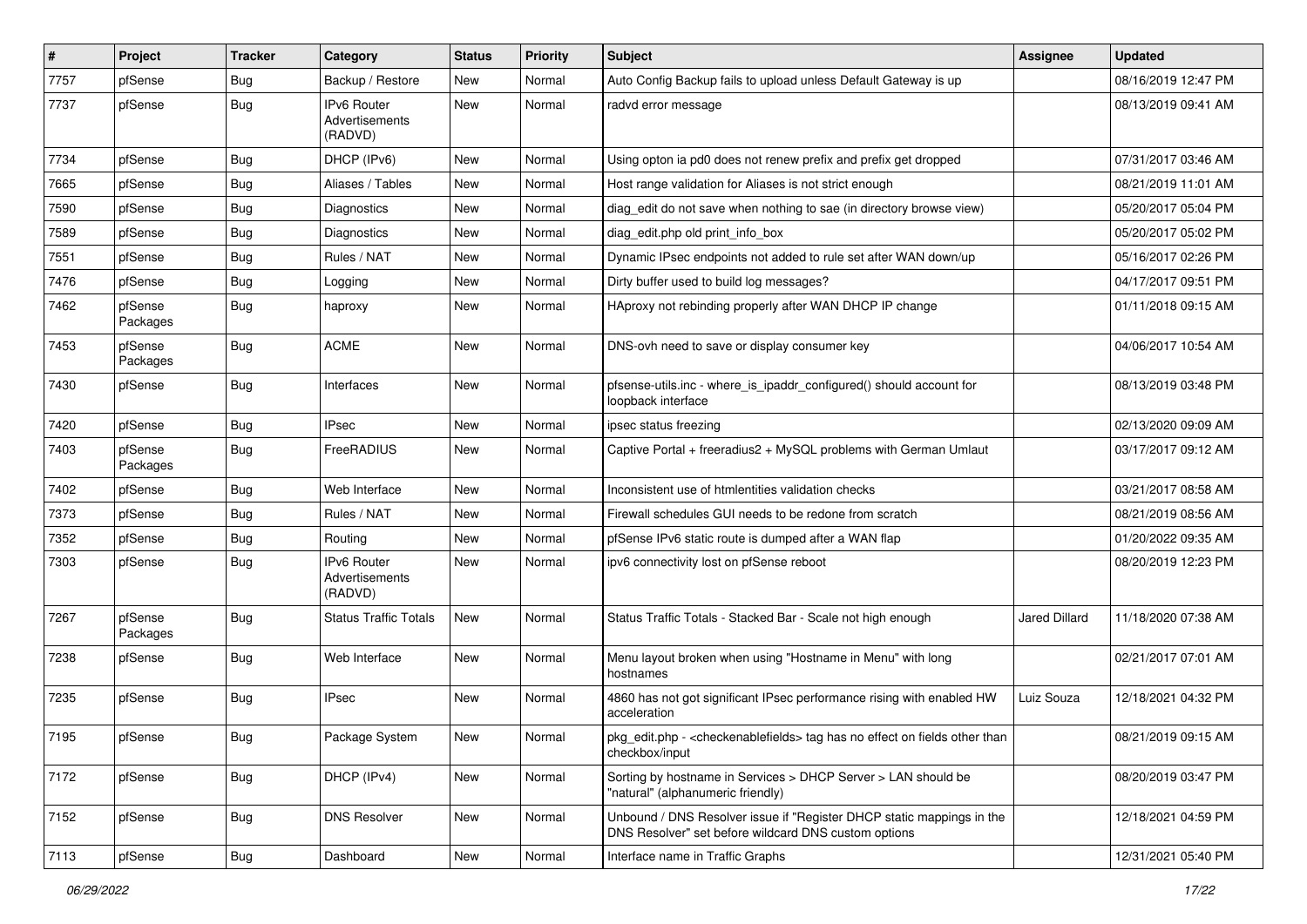| # | Project | Tracker | Category | Status | Priority | Subject | Assignee | Updated |
|---|---|---|---|---|---|---|---|---|
| 7757 | pfSense | Bug | Backup / Restore | New | Normal | Auto Config Backup fails to upload unless Default Gateway is up | | 08/16/2019 12:47 PM |
| 7737 | pfSense | Bug | IPv6 Router Advertisements (RADVD) | New | Normal | radvd error message | | 08/13/2019 09:41 AM |
| 7734 | pfSense | Bug | DHCP (IPv6) | New | Normal | Using opton ia pd0 does not renew prefix and prefix get dropped | | 07/31/2017 03:46 AM |
| 7665 | pfSense | Bug | Aliases / Tables | New | Normal | Host range validation for Aliases is not strict enough | | 08/21/2019 11:01 AM |
| 7590 | pfSense | Bug | Diagnostics | New | Normal | diag_edit do not save when nothing to sae (in directory browse view) | | 05/20/2017 05:04 PM |
| 7589 | pfSense | Bug | Diagnostics | New | Normal | diag_edit.php old print_info_box | | 05/20/2017 05:02 PM |
| 7551 | pfSense | Bug | Rules / NAT | New | Normal | Dynamic IPsec endpoints not added to rule set after WAN down/up | | 05/16/2017 02:26 PM |
| 7476 | pfSense | Bug | Logging | New | Normal | Dirty buffer used to build log messages? | | 04/17/2017 09:51 PM |
| 7462 | pfSense Packages | Bug | haproxy | New | Normal | HAproxy not rebinding properly after WAN DHCP IP change | | 01/11/2018 09:15 AM |
| 7453 | pfSense Packages | Bug | ACME | New | Normal | DNS-ovh need to save or display consumer key | | 04/06/2017 10:54 AM |
| 7430 | pfSense | Bug | Interfaces | New | Normal | pfsense-utils.inc - where_is_ipaddr_configured() should account for loopback interface | | 08/13/2019 03:48 PM |
| 7420 | pfSense | Bug | IPsec | New | Normal | ipsec status freezing | | 02/13/2020 09:09 AM |
| 7403 | pfSense Packages | Bug | FreeRADIUS | New | Normal | Captive Portal + freeradius2 + MySQL problems with German Umlaut | | 03/17/2017 09:12 AM |
| 7402 | pfSense | Bug | Web Interface | New | Normal | Inconsistent use of htmlentities validation checks | | 03/21/2017 08:58 AM |
| 7373 | pfSense | Bug | Rules / NAT | New | Normal | Firewall schedules GUI needs to be redone from scratch | | 08/21/2019 08:56 AM |
| 7352 | pfSense | Bug | Routing | New | Normal | pfSense IPv6 static route is dumped after a WAN flap | | 01/20/2022 09:35 AM |
| 7303 | pfSense | Bug | IPv6 Router Advertisements (RADVD) | New | Normal | ipv6 connectivity lost on pfSense reboot | | 08/20/2019 12:23 PM |
| 7267 | pfSense Packages | Bug | Status Traffic Totals | New | Normal | Status Traffic Totals - Stacked Bar - Scale not high enough | Jared Dillard | 11/18/2020 07:38 AM |
| 7238 | pfSense | Bug | Web Interface | New | Normal | Menu layout broken when using "Hostname in Menu" with long hostnames | | 02/21/2017 07:01 AM |
| 7235 | pfSense | Bug | IPsec | New | Normal | 4860 has not got significant IPsec performance rising with enabled HW acceleration | Luiz Souza | 12/18/2021 04:32 PM |
| 7195 | pfSense | Bug | Package System | New | Normal | pkg_edit.php - <checkenablefields> tag has no effect on fields other than checkbox/input | | 08/21/2019 09:15 AM |
| 7172 | pfSense | Bug | DHCP (IPv4) | New | Normal | Sorting by hostname in Services > DHCP Server > LAN should be "natural" (alphanumeric friendly) | | 08/20/2019 03:47 PM |
| 7152 | pfSense | Bug | DNS Resolver | New | Normal | Unbound / DNS Resolver issue if "Register DHCP static mappings in the DNS Resolver" set before wildcard DNS custom options | | 12/18/2021 04:59 PM |
| 7113 | pfSense | Bug | Dashboard | New | Normal | Interface name in Traffic Graphs | | 12/31/2021 05:40 PM |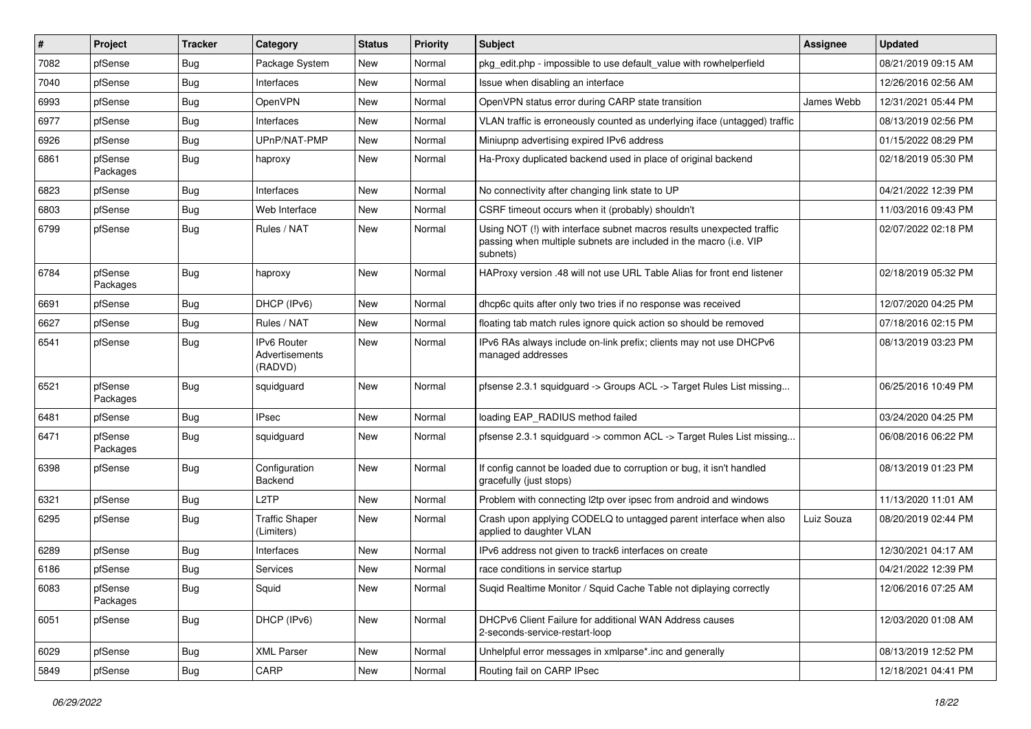| # | Project | Tracker | Category | Status | Priority | Subject | Assignee | Updated |
|---|---|---|---|---|---|---|---|---|
| 7082 | pfSense | Bug | Package System | New | Normal | pkg_edit.php - impossible to use default_value with rowhelperfield | | 08/21/2019 09:15 AM |
| 7040 | pfSense | Bug | Interfaces | New | Normal | Issue when disabling an interface | | 12/26/2016 02:56 AM |
| 6993 | pfSense | Bug | OpenVPN | New | Normal | OpenVPN status error during CARP state transition | James Webb | 12/31/2021 05:44 PM |
| 6977 | pfSense | Bug | Interfaces | New | Normal | VLAN traffic is erroneously counted as underlying iface (untagged) traffic | | 08/13/2019 02:56 PM |
| 6926 | pfSense | Bug | UPnP/NAT-PMP | New | Normal | Miniupnp advertising expired IPv6 address | | 01/15/2022 08:29 PM |
| 6861 | pfSense Packages | Bug | haproxy | New | Normal | Ha-Proxy duplicated backend used in place of original backend | | 02/18/2019 05:30 PM |
| 6823 | pfSense | Bug | Interfaces | New | Normal | No connectivity after changing link state to UP | | 04/21/2022 12:39 PM |
| 6803 | pfSense | Bug | Web Interface | New | Normal | CSRF timeout occurs when it (probably) shouldn't | | 11/03/2016 09:43 PM |
| 6799 | pfSense | Bug | Rules / NAT | New | Normal | Using NOT (!) with interface subnet macros results unexpected traffic passing when multiple subnets are included in the macro (i.e. VIP subnets) | | 02/07/2022 02:18 PM |
| 6784 | pfSense Packages | Bug | haproxy | New | Normal | HAProxy version .48 will not use URL Table Alias for front end listener | | 02/18/2019 05:32 PM |
| 6691 | pfSense | Bug | DHCP (IPv6) | New | Normal | dhcp6c quits after only two tries if no response was received | | 12/07/2020 04:25 PM |
| 6627 | pfSense | Bug | Rules / NAT | New | Normal | floating tab match rules ignore quick action so should be removed | | 07/18/2016 02:15 PM |
| 6541 | pfSense | Bug | IPv6 Router Advertisements (RADVD) | New | Normal | IPv6 RAs always include on-link prefix; clients may not use DHCPv6 managed addresses | | 08/13/2019 03:23 PM |
| 6521 | pfSense Packages | Bug | squidguard | New | Normal | pfsense 2.3.1 squidguard -> Groups ACL -> Target Rules List missing... | | 06/25/2016 10:49 PM |
| 6481 | pfSense | Bug | IPsec | New | Normal | loading EAP_RADIUS method failed | | 03/24/2020 04:25 PM |
| 6471 | pfSense Packages | Bug | squidguard | New | Normal | pfsense 2.3.1 squidguard -> common ACL -> Target Rules List missing... | | 06/08/2016 06:22 PM |
| 6398 | pfSense | Bug | Configuration Backend | New | Normal | If config cannot be loaded due to corruption or bug, it isn't handled gracefully (just stops) | | 08/13/2019 01:23 PM |
| 6321 | pfSense | Bug | L2TP | New | Normal | Problem with connecting l2tp over ipsec from android and windows | | 11/13/2020 11:01 AM |
| 6295 | pfSense | Bug | Traffic Shaper (Limiters) | New | Normal | Crash upon applying CODELQ to untagged parent interface when also applied to daughter VLAN | Luiz Souza | 08/20/2019 02:44 PM |
| 6289 | pfSense | Bug | Interfaces | New | Normal | IPv6 address not given to track6 interfaces on create | | 12/30/2021 04:17 AM |
| 6186 | pfSense | Bug | Services | New | Normal | race conditions in service startup | | 04/21/2022 12:39 PM |
| 6083 | pfSense Packages | Bug | Squid | New | Normal | Suqid Realtime Monitor / Squid Cache Table not diplaying correctly | | 12/06/2016 07:25 AM |
| 6051 | pfSense | Bug | DHCP (IPv6) | New | Normal | DHCPv6 Client Failure for additional WAN Address causes 2-seconds-service-restart-loop | | 12/03/2020 01:08 AM |
| 6029 | pfSense | Bug | XML Parser | New | Normal | Unhelpful error messages in xmlparse*.inc and generally | | 08/13/2019 12:52 PM |
| 5849 | pfSense | Bug | CARP | New | Normal | Routing fail on CARP IPsec | | 12/18/2021 04:41 PM |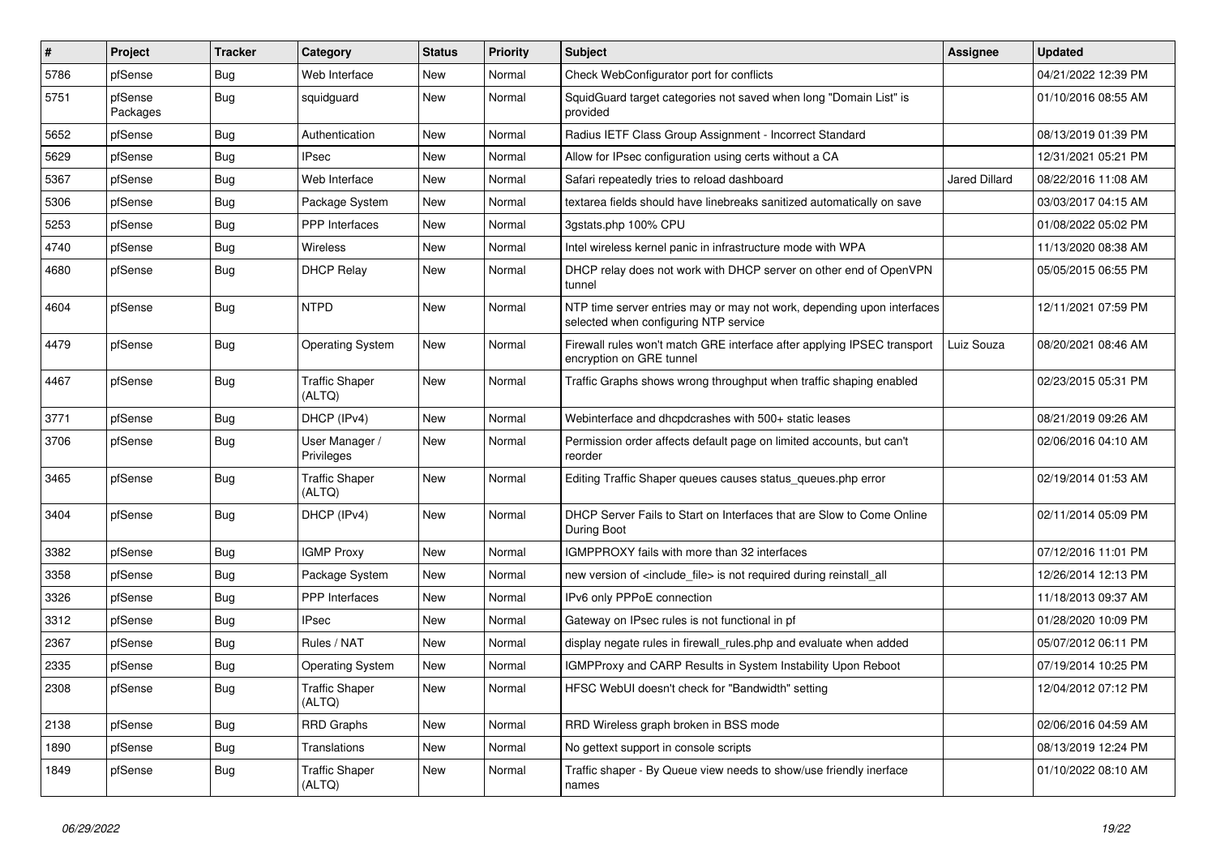| # | Project | Tracker | Category | Status | Priority | Subject | Assignee | Updated |
|---|---|---|---|---|---|---|---|---|
| 5786 | pfSense | Bug | Web Interface | New | Normal | Check WebConfigurator port for conflicts | | 04/21/2022 12:39 PM |
| 5751 | pfSense Packages | Bug | squidguard | New | Normal | SquidGuard target categories not saved when long "Domain List" is provided | | 01/10/2016 08:55 AM |
| 5652 | pfSense | Bug | Authentication | New | Normal | Radius IETF Class Group Assignment - Incorrect Standard | | 08/13/2019 01:39 PM |
| 5629 | pfSense | Bug | IPsec | New | Normal | Allow for IPsec configuration using certs without a CA | | 12/31/2021 05:21 PM |
| 5367 | pfSense | Bug | Web Interface | New | Normal | Safari repeatedly tries to reload dashboard | Jared Dillard | 08/22/2016 11:08 AM |
| 5306 | pfSense | Bug | Package System | New | Normal | textarea fields should have linebreaks sanitized automatically on save | | 03/03/2017 04:15 AM |
| 5253 | pfSense | Bug | PPP Interfaces | New | Normal | 3gstats.php 100% CPU | | 01/08/2022 05:02 PM |
| 4740 | pfSense | Bug | Wireless | New | Normal | Intel wireless kernel panic in infrastructure mode with WPA | | 11/13/2020 08:38 AM |
| 4680 | pfSense | Bug | DHCP Relay | New | Normal | DHCP relay does not work with DHCP server on other end of OpenVPN tunnel | | 05/05/2015 06:55 PM |
| 4604 | pfSense | Bug | NTPD | New | Normal | NTP time server entries may or may not work, depending upon interfaces selected when configuring NTP service | | 12/11/2021 07:59 PM |
| 4479 | pfSense | Bug | Operating System | New | Normal | Firewall rules won't match GRE interface after applying IPSEC transport encryption on GRE tunnel | Luiz Souza | 08/20/2021 08:46 AM |
| 4467 | pfSense | Bug | Traffic Shaper (ALTQ) | New | Normal | Traffic Graphs shows wrong throughput when traffic shaping enabled | | 02/23/2015 05:31 PM |
| 3771 | pfSense | Bug | DHCP (IPv4) | New | Normal | Webinterface and dhcpdcrashes with 500+ static leases | | 08/21/2019 09:26 AM |
| 3706 | pfSense | Bug | User Manager / Privileges | New | Normal | Permission order affects default page on limited accounts, but can't reorder | | 02/06/2016 04:10 AM |
| 3465 | pfSense | Bug | Traffic Shaper (ALTQ) | New | Normal | Editing Traffic Shaper queues causes status_queues.php error | | 02/19/2014 01:53 AM |
| 3404 | pfSense | Bug | DHCP (IPv4) | New | Normal | DHCP Server Fails to Start on Interfaces that are Slow to Come Online During Boot | | 02/11/2014 05:09 PM |
| 3382 | pfSense | Bug | IGMP Proxy | New | Normal | IGMPPROXY fails with more than 32 interfaces | | 07/12/2016 11:01 PM |
| 3358 | pfSense | Bug | Package System | New | Normal | new version of <include_file> is not required during reinstall_all | | 12/26/2014 12:13 PM |
| 3326 | pfSense | Bug | PPP Interfaces | New | Normal | IPv6 only PPPoE connection | | 11/18/2013 09:37 AM |
| 3312 | pfSense | Bug | IPsec | New | Normal | Gateway on IPsec rules is not functional in pf | | 01/28/2020 10:09 PM |
| 2367 | pfSense | Bug | Rules / NAT | New | Normal | display negate rules in firewall_rules.php and evaluate when added | | 05/07/2012 06:11 PM |
| 2335 | pfSense | Bug | Operating System | New | Normal | IGMPProxy and CARP Results in System Instability Upon Reboot | | 07/19/2014 10:25 PM |
| 2308 | pfSense | Bug | Traffic Shaper (ALTQ) | New | Normal | HFSC WebUI doesn't check for "Bandwidth" setting | | 12/04/2012 07:12 PM |
| 2138 | pfSense | Bug | RRD Graphs | New | Normal | RRD Wireless graph broken in BSS mode | | 02/06/2016 04:59 AM |
| 1890 | pfSense | Bug | Translations | New | Normal | No gettext support in console scripts | | 08/13/2019 12:24 PM |
| 1849 | pfSense | Bug | Traffic Shaper (ALTQ) | New | Normal | Traffic shaper - By Queue view needs to show/use friendly inerface names | | 01/10/2022 08:10 AM |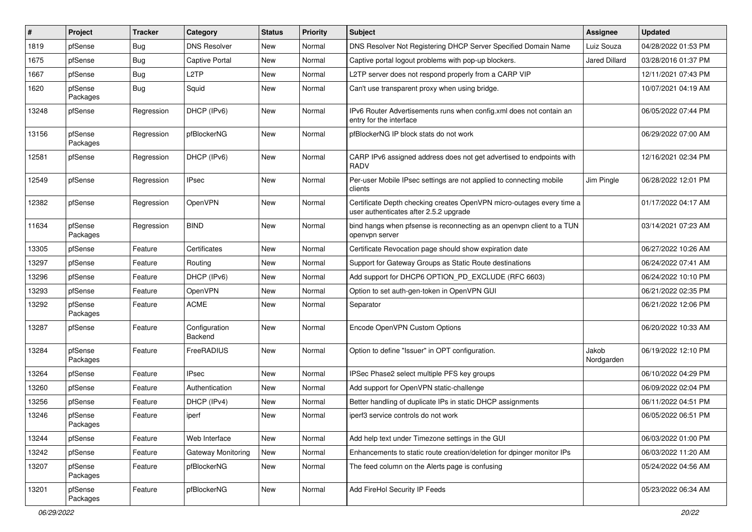| # | Project | Tracker | Category | Status | Priority | Subject | Assignee | Updated |
|---|---|---|---|---|---|---|---|---|
| 1819 | pfSense | Bug | DNS Resolver | New | Normal | DNS Resolver Not Registering DHCP Server Specified Domain Name | Luiz Souza | 04/28/2022 01:53 PM |
| 1675 | pfSense | Bug | Captive Portal | New | Normal | Captive portal logout problems with pop-up blockers. | Jared Dillard | 03/28/2016 01:37 PM |
| 1667 | pfSense | Bug | L2TP | New | Normal | L2TP server does not respond properly from a CARP VIP | | 12/11/2021 07:43 PM |
| 1620 | pfSense Packages | Bug | Squid | New | Normal | Can't use transparent proxy when using bridge. | | 10/07/2021 04:19 AM |
| 13248 | pfSense | Regression | DHCP (IPv6) | New | Normal | IPv6 Router Advertisements runs when config.xml does not contain an entry for the interface | | 06/05/2022 07:44 PM |
| 13156 | pfSense Packages | Regression | pfBlockerNG | New | Normal | pfBlockerNG IP block stats do not work | | 06/29/2022 07:00 AM |
| 12581 | pfSense | Regression | DHCP (IPv6) | New | Normal | CARP IPv6 assigned address does not get advertised to endpoints with RADV | | 12/16/2021 02:34 PM |
| 12549 | pfSense | Regression | IPsec | New | Normal | Per-user Mobile IPsec settings are not applied to connecting mobile clients | Jim Pingle | 06/28/2022 12:01 PM |
| 12382 | pfSense | Regression | OpenVPN | New | Normal | Certificate Depth checking creates OpenVPN micro-outages every time a user authenticates after 2.5.2 upgrade | | 01/17/2022 04:17 AM |
| 11634 | pfSense Packages | Regression | BIND | New | Normal | bind hangs when pfsense is reconnecting as an openvpn client to a TUN openvpn server | | 03/14/2021 07:23 AM |
| 13305 | pfSense | Feature | Certificates | New | Normal | Certificate Revocation page should show expiration date | | 06/27/2022 10:26 AM |
| 13297 | pfSense | Feature | Routing | New | Normal | Support for Gateway Groups as Static Route destinations | | 06/24/2022 07:41 AM |
| 13296 | pfSense | Feature | DHCP (IPv6) | New | Normal | Add support for DHCP6 OPTION_PD_EXCLUDE (RFC 6603) | | 06/24/2022 10:10 PM |
| 13293 | pfSense | Feature | OpenVPN | New | Normal | Option to set auth-gen-token in OpenVPN GUI | | 06/21/2022 02:35 PM |
| 13292 | pfSense Packages | Feature | ACME | New | Normal | Separator | | 06/21/2022 12:06 PM |
| 13287 | pfSense | Feature | Configuration Backend | New | Normal | Encode OpenVPN Custom Options | | 06/20/2022 10:33 AM |
| 13284 | pfSense Packages | Feature | FreeRADIUS | New | Normal | Option to define "Issuer" in OPT configuration. | Jakob Nordgarden | 06/19/2022 12:10 PM |
| 13264 | pfSense | Feature | IPsec | New | Normal | IPSec Phase2 select multiple PFS key groups | | 06/10/2022 04:29 PM |
| 13260 | pfSense | Feature | Authentication | New | Normal | Add support for OpenVPN static-challenge | | 06/09/2022 02:04 PM |
| 13256 | pfSense | Feature | DHCP (IPv4) | New | Normal | Better handling of duplicate IPs in static DHCP assignments | | 06/11/2022 04:51 PM |
| 13246 | pfSense Packages | Feature | iperf | New | Normal | iperf3 service controls do not work | | 06/05/2022 06:51 PM |
| 13244 | pfSense | Feature | Web Interface | New | Normal | Add help text under Timezone settings in the GUI | | 06/03/2022 01:00 PM |
| 13242 | pfSense | Feature | Gateway Monitoring | New | Normal | Enhancements to static route creation/deletion for dpinger monitor IPs | | 06/03/2022 11:20 AM |
| 13207 | pfSense Packages | Feature | pfBlockerNG | New | Normal | The feed column on the Alerts page is confusing | | 05/24/2022 04:56 AM |
| 13201 | pfSense Packages | Feature | pfBlockerNG | New | Normal | Add FireHol Security IP Feeds | | 05/23/2022 06:34 AM |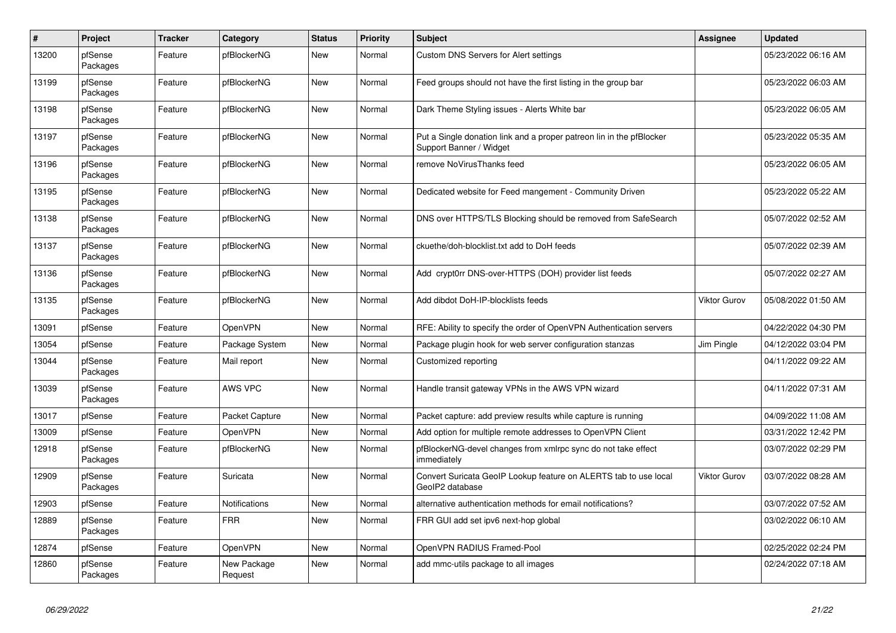| # | Project | Tracker | Category | Status | Priority | Subject | Assignee | Updated |
|---|---|---|---|---|---|---|---|---|
| 13200 | pfSense Packages | Feature | pfBlockerNG | New | Normal | Custom DNS Servers for Alert settings | | 05/23/2022 06:16 AM |
| 13199 | pfSense Packages | Feature | pfBlockerNG | New | Normal | Feed groups should not have the first listing in the group bar | | 05/23/2022 06:03 AM |
| 13198 | pfSense Packages | Feature | pfBlockerNG | New | Normal | Dark Theme Styling issues - Alerts White bar | | 05/23/2022 06:05 AM |
| 13197 | pfSense Packages | Feature | pfBlockerNG | New | Normal | Put a Single donation link and a proper patreon lin in the pfBlocker Support Banner / Widget | | 05/23/2022 05:35 AM |
| 13196 | pfSense Packages | Feature | pfBlockerNG | New | Normal | remove NoVirusThanks feed | | 05/23/2022 06:05 AM |
| 13195 | pfSense Packages | Feature | pfBlockerNG | New | Normal | Dedicated website for Feed mangement - Community Driven | | 05/23/2022 05:22 AM |
| 13138 | pfSense Packages | Feature | pfBlockerNG | New | Normal | DNS over HTTPS/TLS Blocking should be removed from SafeSearch | | 05/07/2022 02:52 AM |
| 13137 | pfSense Packages | Feature | pfBlockerNG | New | Normal | ckuethe/doh-blocklist.txt add to DoH feeds | | 05/07/2022 02:39 AM |
| 13136 | pfSense Packages | Feature | pfBlockerNG | New | Normal | Add crypt0rr DNS-over-HTTPS (DOH) provider list feeds | | 05/07/2022 02:27 AM |
| 13135 | pfSense Packages | Feature | pfBlockerNG | New | Normal | Add dibdot DoH-IP-blocklists feeds | Viktor Gurov | 05/08/2022 01:50 AM |
| 13091 | pfSense | Feature | OpenVPN | New | Normal | RFE: Ability to specify the order of OpenVPN Authentication servers | | 04/22/2022 04:30 PM |
| 13054 | pfSense | Feature | Package System | New | Normal | Package plugin hook for web server configuration stanzas | Jim Pingle | 04/12/2022 03:04 PM |
| 13044 | pfSense Packages | Feature | Mail report | New | Normal | Customized reporting | | 04/11/2022 09:22 AM |
| 13039 | pfSense Packages | Feature | AWS VPC | New | Normal | Handle transit gateway VPNs in the AWS VPN wizard | | 04/11/2022 07:31 AM |
| 13017 | pfSense | Feature | Packet Capture | New | Normal | Packet capture: add preview results while capture is running | | 04/09/2022 11:08 AM |
| 13009 | pfSense | Feature | OpenVPN | New | Normal | Add option for multiple remote addresses to OpenVPN Client | | 03/31/2022 12:42 PM |
| 12918 | pfSense Packages | Feature | pfBlockerNG | New | Normal | pfBlockerNG-devel changes from xmlrpc sync do not take effect immediately | | 03/07/2022 02:29 PM |
| 12909 | pfSense Packages | Feature | Suricata | New | Normal | Convert Suricata GeoIP Lookup feature on ALERTS tab to use local GeoIP2 database | Viktor Gurov | 03/07/2022 08:28 AM |
| 12903 | pfSense | Feature | Notifications | New | Normal | alternative authentication methods for email notifications? | | 03/07/2022 07:52 AM |
| 12889 | pfSense Packages | Feature | FRR | New | Normal | FRR GUI add set ipv6 next-hop global | | 03/02/2022 06:10 AM |
| 12874 | pfSense | Feature | OpenVPN | New | Normal | OpenVPN RADIUS Framed-Pool | | 02/25/2022 02:24 PM |
| 12860 | pfSense Packages | Feature | New Package Request | New | Normal | add mmc-utils package to all images | | 02/24/2022 07:18 AM |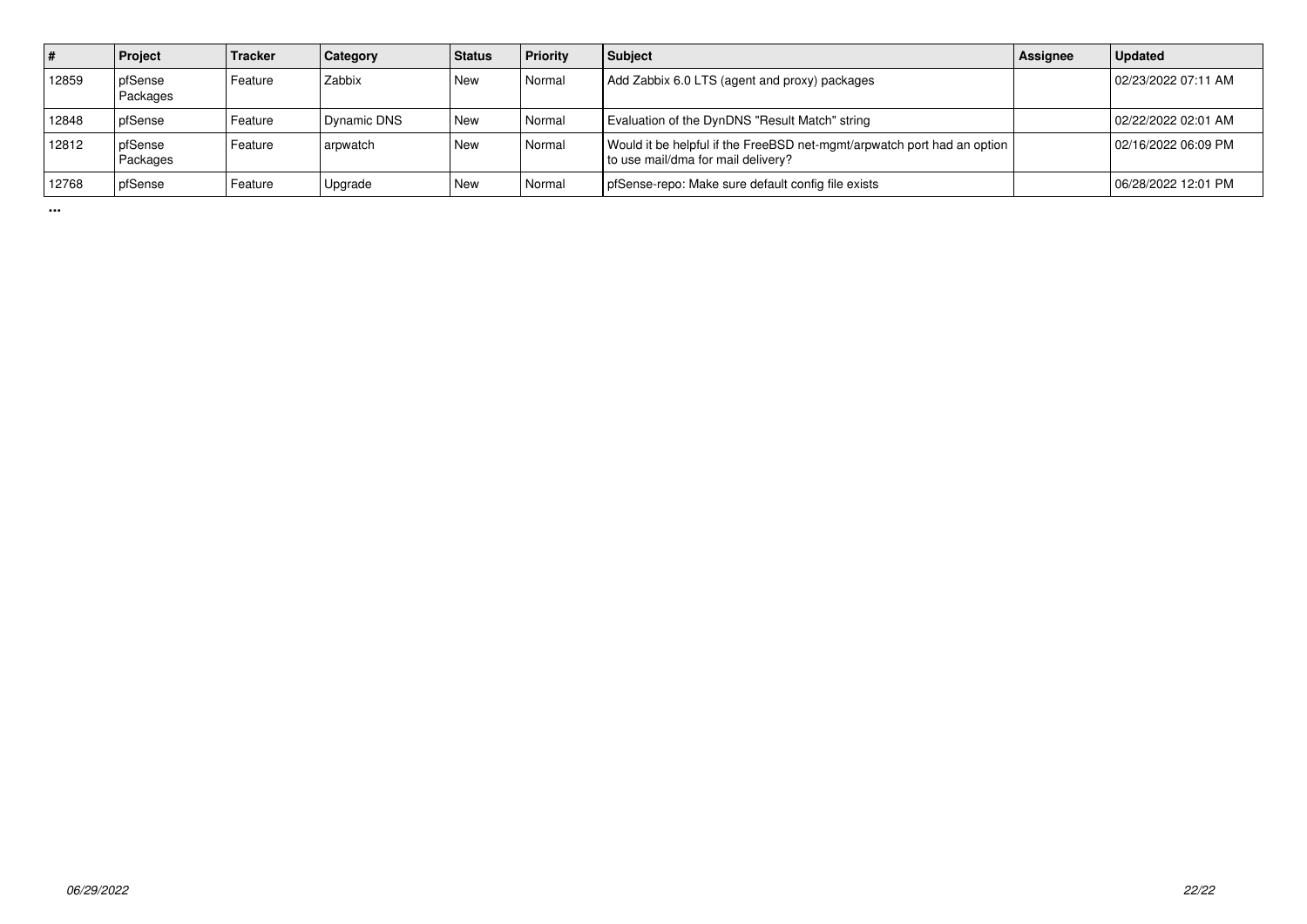| # | Project | Tracker | Category | Status | Priority | Subject | Assignee | Updated |
|---|---|---|---|---|---|---|---|---|
| 12859 | pfSense Packages | Feature | Zabbix | New | Normal | Add Zabbix 6.0 LTS (agent and proxy) packages | | 02/23/2022 07:11 AM |
| 12848 | pfSense | Feature | Dynamic DNS | New | Normal | Evaluation of the DynDNS "Result Match" string | | 02/22/2022 02:01 AM |
| 12812 | pfSense Packages | Feature | arpwatch | New | Normal | Would it be helpful if the FreeBSD net-mgmt/arpwatch port had an option to use mail/dma for mail delivery? | | 02/16/2022 06:09 PM |
| 12768 | pfSense | Feature | Upgrade | New | Normal | pfSense-repo: Make sure default config file exists | | 06/28/2022 12:01 PM |

...